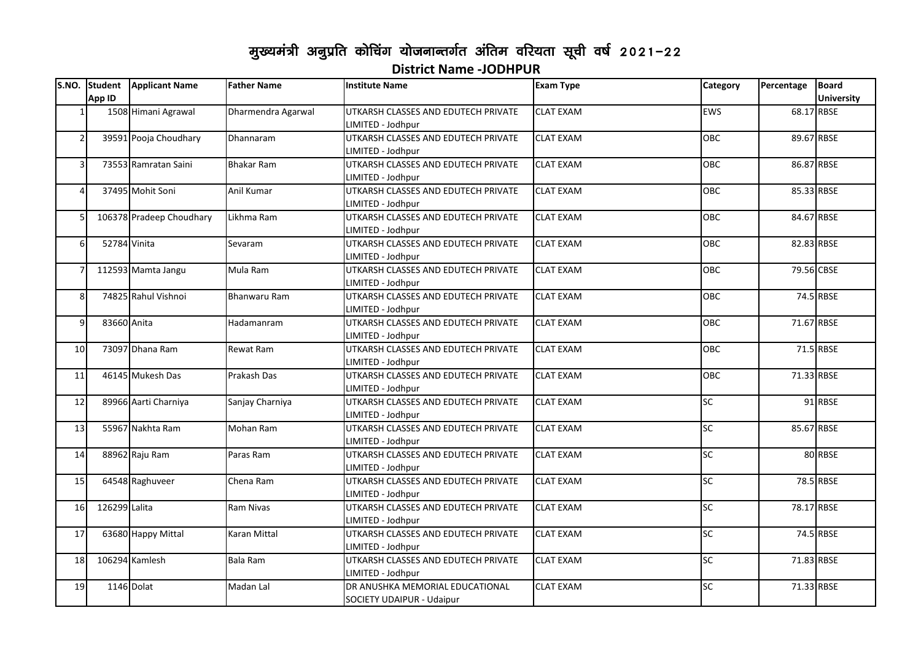# मुख्यमंत्री अनुप्रति कोचिंग योजनान्तर्गत अंतिम वरियता सूची वर्ष 2021-22

## District Name -JODHPUR

| S.NO. | Student App ID | Applicant Name | Father Name | Institute Name | Exam Type | Category | Percentage | Board University |
|---|---|---|---|---|---|---|---|---|
| 1 | 1508 | Himani Agrawal | Dharmendra Agarwal | UTKARSH CLASSES AND EDUTECH PRIVATE LIMITED - Jodhpur | CLAT EXAM | EWS | 68.17 | RBSE |
| 2 | 39591 | Pooja Choudhary | Dhannaram | UTKARSH CLASSES AND EDUTECH PRIVATE LIMITED - Jodhpur | CLAT EXAM | OBC | 89.67 | RBSE |
| 3 | 73553 | Ramratan Saini | Bhakar Ram | UTKARSH CLASSES AND EDUTECH PRIVATE LIMITED - Jodhpur | CLAT EXAM | OBC | 86.87 | RBSE |
| 4 | 37495 | Mohit Soni | Anil Kumar | UTKARSH CLASSES AND EDUTECH PRIVATE LIMITED - Jodhpur | CLAT EXAM | OBC | 85.33 | RBSE |
| 5 | 106378 | Pradeep Choudhary | Likhma Ram | UTKARSH CLASSES AND EDUTECH PRIVATE LIMITED - Jodhpur | CLAT EXAM | OBC | 84.67 | RBSE |
| 6 | 52784 | Vinita | Sevaram | UTKARSH CLASSES AND EDUTECH PRIVATE LIMITED - Jodhpur | CLAT EXAM | OBC | 82.83 | RBSE |
| 7 | 112593 | Mamta Jangu | Mula Ram | UTKARSH CLASSES AND EDUTECH PRIVATE LIMITED - Jodhpur | CLAT EXAM | OBC | 79.56 | CBSE |
| 8 | 74825 | Rahul Vishnoi | Bhanwaru Ram | UTKARSH CLASSES AND EDUTECH PRIVATE LIMITED - Jodhpur | CLAT EXAM | OBC | 74.5 | RBSE |
| 9 | 83660 | Anita | Hadamanram | UTKARSH CLASSES AND EDUTECH PRIVATE LIMITED - Jodhpur | CLAT EXAM | OBC | 71.67 | RBSE |
| 10 | 73097 | Dhana Ram | Rewat Ram | UTKARSH CLASSES AND EDUTECH PRIVATE LIMITED - Jodhpur | CLAT EXAM | OBC | 71.5 | RBSE |
| 11 | 46145 | Mukesh Das | Prakash Das | UTKARSH CLASSES AND EDUTECH PRIVATE LIMITED - Jodhpur | CLAT EXAM | OBC | 71.33 | RBSE |
| 12 | 89966 | Aarti Charniya | Sanjay Charniya | UTKARSH CLASSES AND EDUTECH PRIVATE LIMITED - Jodhpur | CLAT EXAM | SC | 91 | RBSE |
| 13 | 55967 | Nakhta Ram | Mohan Ram | UTKARSH CLASSES AND EDUTECH PRIVATE LIMITED - Jodhpur | CLAT EXAM | SC | 85.67 | RBSE |
| 14 | 88962 | Raju Ram | Paras Ram | UTKARSH CLASSES AND EDUTECH PRIVATE LIMITED - Jodhpur | CLAT EXAM | SC | 80 | RBSE |
| 15 | 64548 | Raghuveer | Chena Ram | UTKARSH CLASSES AND EDUTECH PRIVATE LIMITED - Jodhpur | CLAT EXAM | SC | 78.5 | RBSE |
| 16 | 126299 | Lalita | Ram Nivas | UTKARSH CLASSES AND EDUTECH PRIVATE LIMITED - Jodhpur | CLAT EXAM | SC | 78.17 | RBSE |
| 17 | 63680 | Happy Mittal | Karan Mittal | UTKARSH CLASSES AND EDUTECH PRIVATE LIMITED - Jodhpur | CLAT EXAM | SC | 74.5 | RBSE |
| 18 | 106294 | Kamlesh | Bala Ram | UTKARSH CLASSES AND EDUTECH PRIVATE LIMITED - Jodhpur | CLAT EXAM | SC | 71.83 | RBSE |
| 19 | 1146 | Dolat | Madan Lal | DR ANUSHKA MEMORIAL EDUCATIONAL SOCIETY UDAIPUR - Udaipur | CLAT EXAM | SC | 71.33 | RBSE |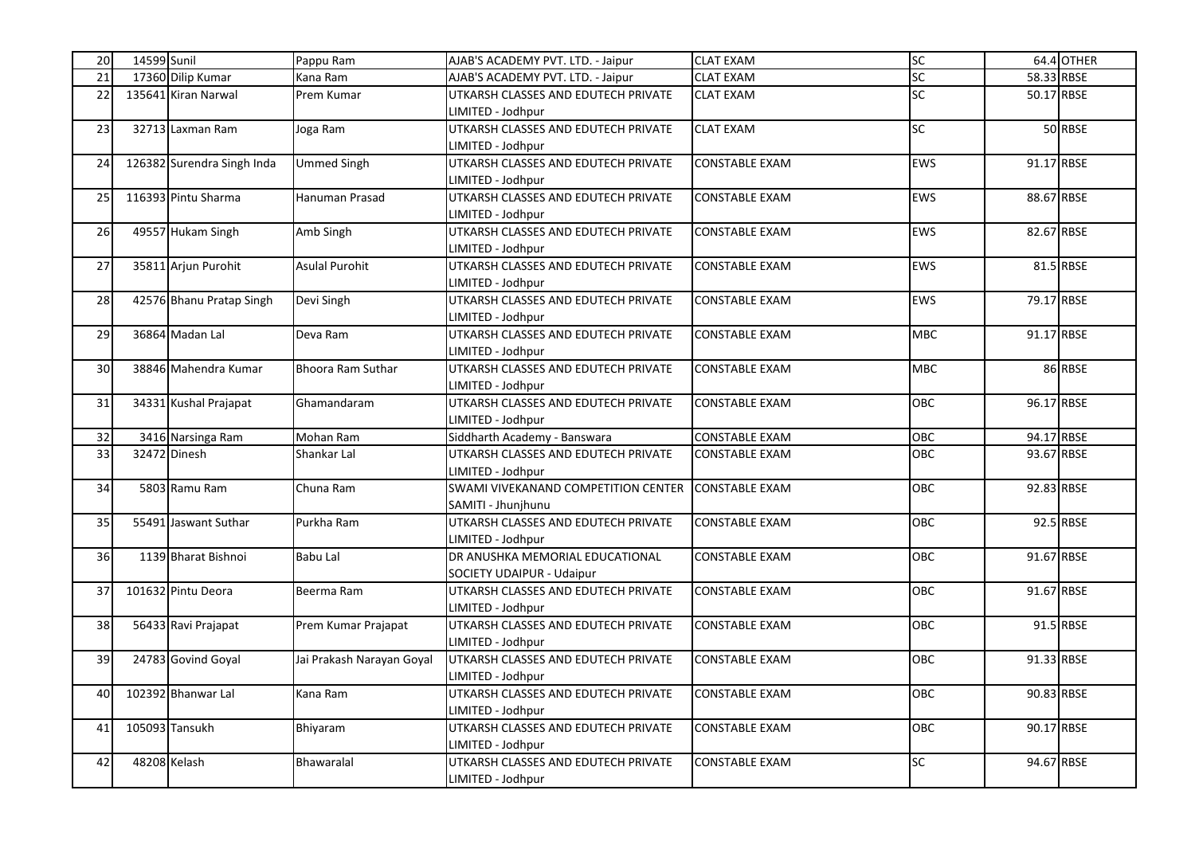| | | | | | | | | |
|---|---|---|---|---|---|---|---|---|
| 20 | 14599 | Sunil | Pappu Ram | AJAB'S ACADEMY PVT. LTD. - Jaipur | CLAT EXAM | SC | 64.4 | OTHER |
| 21 | 17360 | Dilip Kumar | Kana Ram | AJAB'S ACADEMY PVT. LTD. - Jaipur | CLAT EXAM | SC | 58.33 | RBSE |
| 22 | 135641 | Kiran Narwal | Prem Kumar | UTKARSH CLASSES AND EDUTECH PRIVATE LIMITED - Jodhpur | CLAT EXAM | SC | 50.17 | RBSE |
| 23 | 32713 | Laxman Ram | Joga Ram | UTKARSH CLASSES AND EDUTECH PRIVATE LIMITED - Jodhpur | CLAT EXAM | SC | 50 | RBSE |
| 24 | 126382 | Surendra Singh Inda | Ummed Singh | UTKARSH CLASSES AND EDUTECH PRIVATE LIMITED - Jodhpur | CONSTABLE EXAM | EWS | 91.17 | RBSE |
| 25 | 116393 | Pintu Sharma | Hanuman Prasad | UTKARSH CLASSES AND EDUTECH PRIVATE LIMITED - Jodhpur | CONSTABLE EXAM | EWS | 88.67 | RBSE |
| 26 | 49557 | Hukam Singh | Amb Singh | UTKARSH CLASSES AND EDUTECH PRIVATE LIMITED - Jodhpur | CONSTABLE EXAM | EWS | 82.67 | RBSE |
| 27 | 35811 | Arjun Purohit | Asulal Purohit | UTKARSH CLASSES AND EDUTECH PRIVATE LIMITED - Jodhpur | CONSTABLE EXAM | EWS | 81.5 | RBSE |
| 28 | 42576 | Bhanu Pratap Singh | Devi Singh | UTKARSH CLASSES AND EDUTECH PRIVATE LIMITED - Jodhpur | CONSTABLE EXAM | EWS | 79.17 | RBSE |
| 29 | 36864 | Madan Lal | Deva Ram | UTKARSH CLASSES AND EDUTECH PRIVATE LIMITED - Jodhpur | CONSTABLE EXAM | MBC | 91.17 | RBSE |
| 30 | 38846 | Mahendra Kumar | Bhoora Ram Suthar | UTKARSH CLASSES AND EDUTECH PRIVATE LIMITED - Jodhpur | CONSTABLE EXAM | MBC | 86 | RBSE |
| 31 | 34331 | Kushal Prajapat | Ghamandaram | UTKARSH CLASSES AND EDUTECH PRIVATE LIMITED - Jodhpur | CONSTABLE EXAM | OBC | 96.17 | RBSE |
| 32 | 3416 | Narsinga Ram | Mohan Ram | Siddharth Academy - Banswara | CONSTABLE EXAM | OBC | 94.17 | RBSE |
| 33 | 32472 | Dinesh | Shankar Lal | UTKARSH CLASSES AND EDUTECH PRIVATE LIMITED - Jodhpur | CONSTABLE EXAM | OBC | 93.67 | RBSE |
| 34 | 5803 | Ramu Ram | Chuna Ram | SWAMI VIVEKANAND COMPETITION CENTER SAMITI - Jhunjhunu | CONSTABLE EXAM | OBC | 92.83 | RBSE |
| 35 | 55491 | Jaswant Suthar | Purkha Ram | UTKARSH CLASSES AND EDUTECH PRIVATE LIMITED - Jodhpur | CONSTABLE EXAM | OBC | 92.5 | RBSE |
| 36 | 1139 | Bharat Bishnoi | Babu Lal | DR ANUSHKA MEMORIAL EDUCATIONAL SOCIETY UDAIPUR - Udaipur | CONSTABLE EXAM | OBC | 91.67 | RBSE |
| 37 | 101632 | Pintu Deora | Beerma Ram | UTKARSH CLASSES AND EDUTECH PRIVATE LIMITED - Jodhpur | CONSTABLE EXAM | OBC | 91.67 | RBSE |
| 38 | 56433 | Ravi Prajapat | Prem Kumar Prajapat | UTKARSH CLASSES AND EDUTECH PRIVATE LIMITED - Jodhpur | CONSTABLE EXAM | OBC | 91.5 | RBSE |
| 39 | 24783 | Govind Goyal | Jai Prakash Narayan Goyal | UTKARSH CLASSES AND EDUTECH PRIVATE LIMITED - Jodhpur | CONSTABLE EXAM | OBC | 91.33 | RBSE |
| 40 | 102392 | Bhanwar Lal | Kana Ram | UTKARSH CLASSES AND EDUTECH PRIVATE LIMITED - Jodhpur | CONSTABLE EXAM | OBC | 90.83 | RBSE |
| 41 | 105093 | Tansukh | Bhiyaram | UTKARSH CLASSES AND EDUTECH PRIVATE LIMITED - Jodhpur | CONSTABLE EXAM | OBC | 90.17 | RBSE |
| 42 | 48208 | Kelash | Bhawaralal | UTKARSH CLASSES AND EDUTECH PRIVATE LIMITED - Jodhpur | CONSTABLE EXAM | SC | 94.67 | RBSE |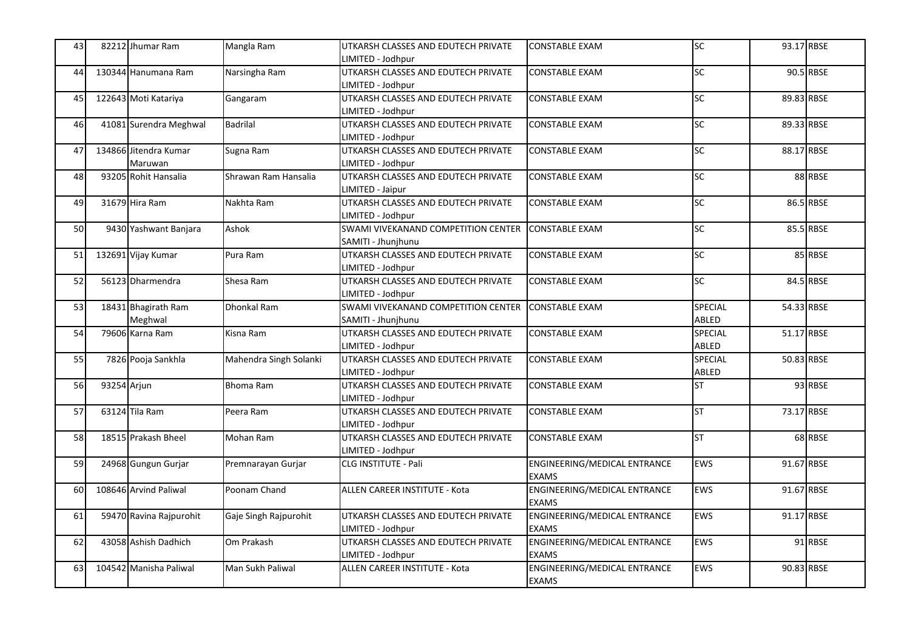| | | | | | | | | |
|---|---|---|---|---|---|---|---|---|
| 43 | 82212 | Jhumar Ram | Mangla Ram | UTKARSH CLASSES AND EDUTECH PRIVATE LIMITED - Jodhpur | CONSTABLE EXAM | SC | 93.17 | RBSE |
| 44 | 130344 | Hanumana Ram | Narsingha Ram | UTKARSH CLASSES AND EDUTECH PRIVATE LIMITED - Jodhpur | CONSTABLE EXAM | SC | 90.5 | RBSE |
| 45 | 122643 | Moti Katariya | Gangaram | UTKARSH CLASSES AND EDUTECH PRIVATE LIMITED - Jodhpur | CONSTABLE EXAM | SC | 89.83 | RBSE |
| 46 | 41081 | Surendra Meghwal | Badrilal | UTKARSH CLASSES AND EDUTECH PRIVATE LIMITED - Jodhpur | CONSTABLE EXAM | SC | 89.33 | RBSE |
| 47 | 134866 | Jitendra Kumar Maruwan | Sugna Ram | UTKARSH CLASSES AND EDUTECH PRIVATE LIMITED - Jodhpur | CONSTABLE EXAM | SC | 88.17 | RBSE |
| 48 | 93205 | Rohit Hansalia | Shrawan Ram Hansalia | UTKARSH CLASSES AND EDUTECH PRIVATE LIMITED - Jaipur | CONSTABLE EXAM | SC | 88 | RBSE |
| 49 | 31679 | Hira Ram | Nakhta Ram | UTKARSH CLASSES AND EDUTECH PRIVATE LIMITED - Jodhpur | CONSTABLE EXAM | SC | 86.5 | RBSE |
| 50 | 9430 | Yashwant Banjara | Ashok | SWAMI VIVEKANAND COMPETITION CENTER SAMITI - Jhunjhunu | CONSTABLE EXAM | SC | 85.5 | RBSE |
| 51 | 132691 | Vijay Kumar | Pura Ram | UTKARSH CLASSES AND EDUTECH PRIVATE LIMITED - Jodhpur | CONSTABLE EXAM | SC | 85 | RBSE |
| 52 | 56123 | Dharmendra | Shesa Ram | UTKARSH CLASSES AND EDUTECH PRIVATE LIMITED - Jodhpur | CONSTABLE EXAM | SC | 84.5 | RBSE |
| 53 | 18431 | Bhagirath Ram Meghwal | Dhonkal Ram | SWAMI VIVEKANAND COMPETITION CENTER SAMITI - Jhunjhunu | CONSTABLE EXAM | SPECIAL ABLED | 54.33 | RBSE |
| 54 | 79606 | Karna Ram | Kisna Ram | UTKARSH CLASSES AND EDUTECH PRIVATE LIMITED - Jodhpur | CONSTABLE EXAM | SPECIAL ABLED | 51.17 | RBSE |
| 55 | 7826 | Pooja Sankhla | Mahendra Singh Solanki | UTKARSH CLASSES AND EDUTECH PRIVATE LIMITED - Jodhpur | CONSTABLE EXAM | SPECIAL ABLED | 50.83 | RBSE |
| 56 | 93254 | Arjun | Bhoma Ram | UTKARSH CLASSES AND EDUTECH PRIVATE LIMITED - Jodhpur | CONSTABLE EXAM | ST | 93 | RBSE |
| 57 | 63124 | Tila Ram | Peera Ram | UTKARSH CLASSES AND EDUTECH PRIVATE LIMITED - Jodhpur | CONSTABLE EXAM | ST | 73.17 | RBSE |
| 58 | 18515 | Prakash Bheel | Mohan Ram | UTKARSH CLASSES AND EDUTECH PRIVATE LIMITED - Jodhpur | CONSTABLE EXAM | ST | 68 | RBSE |
| 59 | 24968 | Gungun Gurjar | Premnarayan Gurjar | CLG INSTITUTE - Pali | ENGINEERING/MEDICAL ENTRANCE EXAMS | EWS | 91.67 | RBSE |
| 60 | 108646 | Arvind Paliwal | Poonam Chand | ALLEN CAREER INSTITUTE - Kota | ENGINEERING/MEDICAL ENTRANCE EXAMS | EWS | 91.67 | RBSE |
| 61 | 59470 | Ravina Rajpurohit | Gaje Singh Rajpurohit | UTKARSH CLASSES AND EDUTECH PRIVATE LIMITED - Jodhpur | ENGINEERING/MEDICAL ENTRANCE EXAMS | EWS | 91.17 | RBSE |
| 62 | 43058 | Ashish Dadhich | Om Prakash | UTKARSH CLASSES AND EDUTECH PRIVATE LIMITED - Jodhpur | ENGINEERING/MEDICAL ENTRANCE EXAMS | EWS | 91 | RBSE |
| 63 | 104542 | Manisha Paliwal | Man Sukh Paliwal | ALLEN CAREER INSTITUTE - Kota | ENGINEERING/MEDICAL ENTRANCE EXAMS | EWS | 90.83 | RBSE |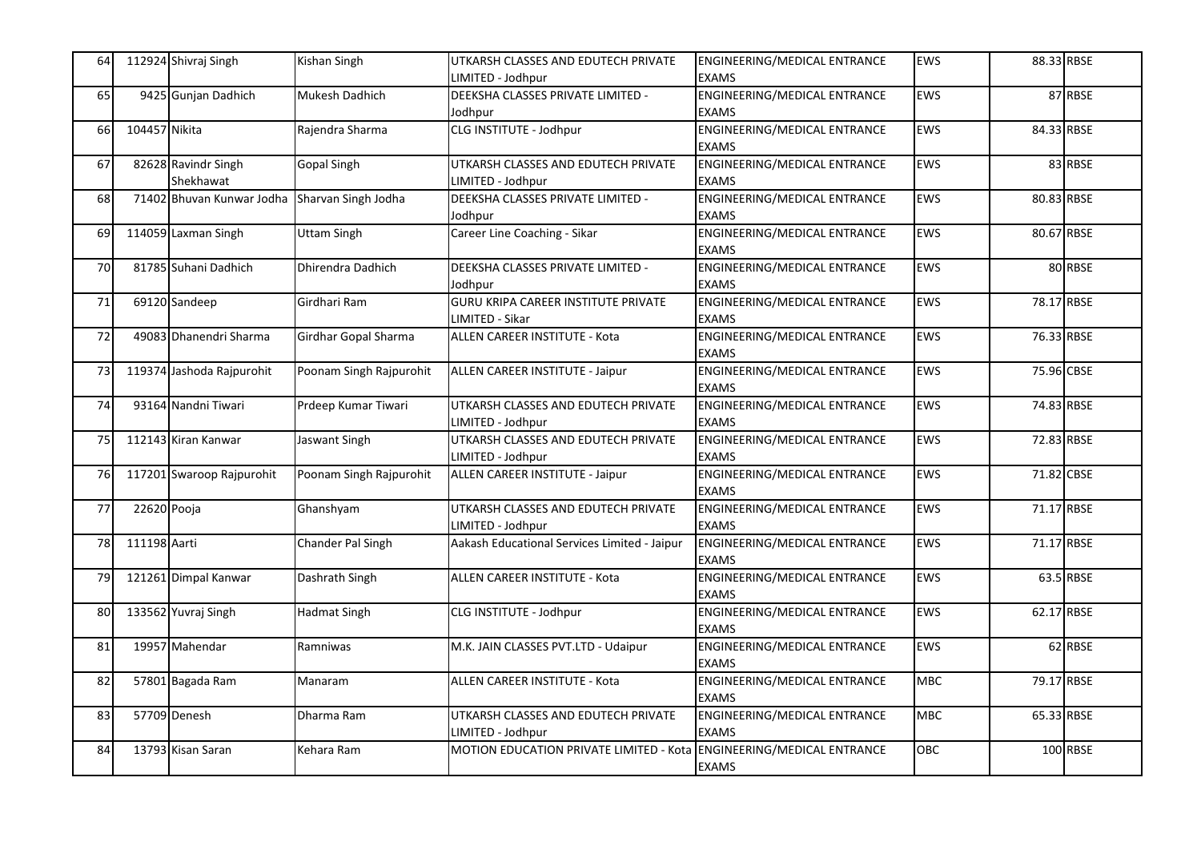| | | | | | | | | |
|---|---|---|---|---|---|---|---|---|
| 64 | 112924 | Shivraj Singh | Kishan Singh | UTKARSH CLASSES AND EDUTECH PRIVATE LIMITED - Jodhpur | ENGINEERING/MEDICAL ENTRANCE EXAMS | EWS | 88.33 | RBSE |
| 65 | 9425 | Gunjan Dadhich | Mukesh Dadhich | DEEKSHA CLASSES PRIVATE LIMITED - Jodhpur | ENGINEERING/MEDICAL ENTRANCE EXAMS | EWS | 87 | RBSE |
| 66 | 104457 | Nikita | Rajendra Sharma | CLG INSTITUTE - Jodhpur | ENGINEERING/MEDICAL ENTRANCE EXAMS | EWS | 84.33 | RBSE |
| 67 | 82628 | Ravindr Singh Shekhawat | Gopal Singh | UTKARSH CLASSES AND EDUTECH PRIVATE LIMITED - Jodhpur | ENGINEERING/MEDICAL ENTRANCE EXAMS | EWS | 83 | RBSE |
| 68 | 71402 | Bhuvan Kunwar Jodha | Sharvan Singh Jodha | DEEKSHA CLASSES PRIVATE LIMITED - Jodhpur | ENGINEERING/MEDICAL ENTRANCE EXAMS | EWS | 80.83 | RBSE |
| 69 | 114059 | Laxman Singh | Uttam Singh | Career Line Coaching - Sikar | ENGINEERING/MEDICAL ENTRANCE EXAMS | EWS | 80.67 | RBSE |
| 70 | 81785 | Suhani Dadhich | Dhirendra Dadhich | DEEKSHA CLASSES PRIVATE LIMITED - Jodhpur | ENGINEERING/MEDICAL ENTRANCE EXAMS | EWS | 80 | RBSE |
| 71 | 69120 | Sandeep | Girdhari Ram | GURU KRIPA CAREER INSTITUTE PRIVATE LIMITED - Sikar | ENGINEERING/MEDICAL ENTRANCE EXAMS | EWS | 78.17 | RBSE |
| 72 | 49083 | Dhanendri Sharma | Girdhar Gopal Sharma | ALLEN CAREER INSTITUTE - Kota | ENGINEERING/MEDICAL ENTRANCE EXAMS | EWS | 76.33 | RBSE |
| 73 | 119374 | Jashoda Rajpurohit | Poonam Singh Rajpurohit | ALLEN CAREER INSTITUTE - Jaipur | ENGINEERING/MEDICAL ENTRANCE EXAMS | EWS | 75.96 | CBSE |
| 74 | 93164 | Nandni Tiwari | Prdeep Kumar Tiwari | UTKARSH CLASSES AND EDUTECH PRIVATE LIMITED - Jodhpur | ENGINEERING/MEDICAL ENTRANCE EXAMS | EWS | 74.83 | RBSE |
| 75 | 112143 | Kiran Kanwar | Jaswant Singh | UTKARSH CLASSES AND EDUTECH PRIVATE LIMITED - Jodhpur | ENGINEERING/MEDICAL ENTRANCE EXAMS | EWS | 72.83 | RBSE |
| 76 | 117201 | Swaroop Rajpurohit | Poonam Singh Rajpurohit | ALLEN CAREER INSTITUTE - Jaipur | ENGINEERING/MEDICAL ENTRANCE EXAMS | EWS | 71.82 | CBSE |
| 77 | 22620 | Pooja | Ghanshyam | UTKARSH CLASSES AND EDUTECH PRIVATE LIMITED - Jodhpur | ENGINEERING/MEDICAL ENTRANCE EXAMS | EWS | 71.17 | RBSE |
| 78 | 111198 | Aarti | Chander Pal Singh | Aakash Educational Services Limited - Jaipur | ENGINEERING/MEDICAL ENTRANCE EXAMS | EWS | 71.17 | RBSE |
| 79 | 121261 | Dimpal Kanwar | Dashrath Singh | ALLEN CAREER INSTITUTE - Kota | ENGINEERING/MEDICAL ENTRANCE EXAMS | EWS | 63.5 | RBSE |
| 80 | 133562 | Yuvraj Singh | Hadmat Singh | CLG INSTITUTE - Jodhpur | ENGINEERING/MEDICAL ENTRANCE EXAMS | EWS | 62.17 | RBSE |
| 81 | 19957 | Mahendar | Ramniwas | M.K. JAIN CLASSES PVT.LTD - Udaipur | ENGINEERING/MEDICAL ENTRANCE EXAMS | EWS | 62 | RBSE |
| 82 | 57801 | Bagada Ram | Manaram | ALLEN CAREER INSTITUTE - Kota | ENGINEERING/MEDICAL ENTRANCE EXAMS | MBC | 79.17 | RBSE |
| 83 | 57709 | Denesh | Dharma Ram | UTKARSH CLASSES AND EDUTECH PRIVATE LIMITED - Jodhpur | ENGINEERING/MEDICAL ENTRANCE EXAMS | MBC | 65.33 | RBSE |
| 84 | 13793 | Kisan Saran | Kehara Ram | MOTION EDUCATION PRIVATE LIMITED - Kota | ENGINEERING/MEDICAL ENTRANCE EXAMS | OBC | 100 | RBSE |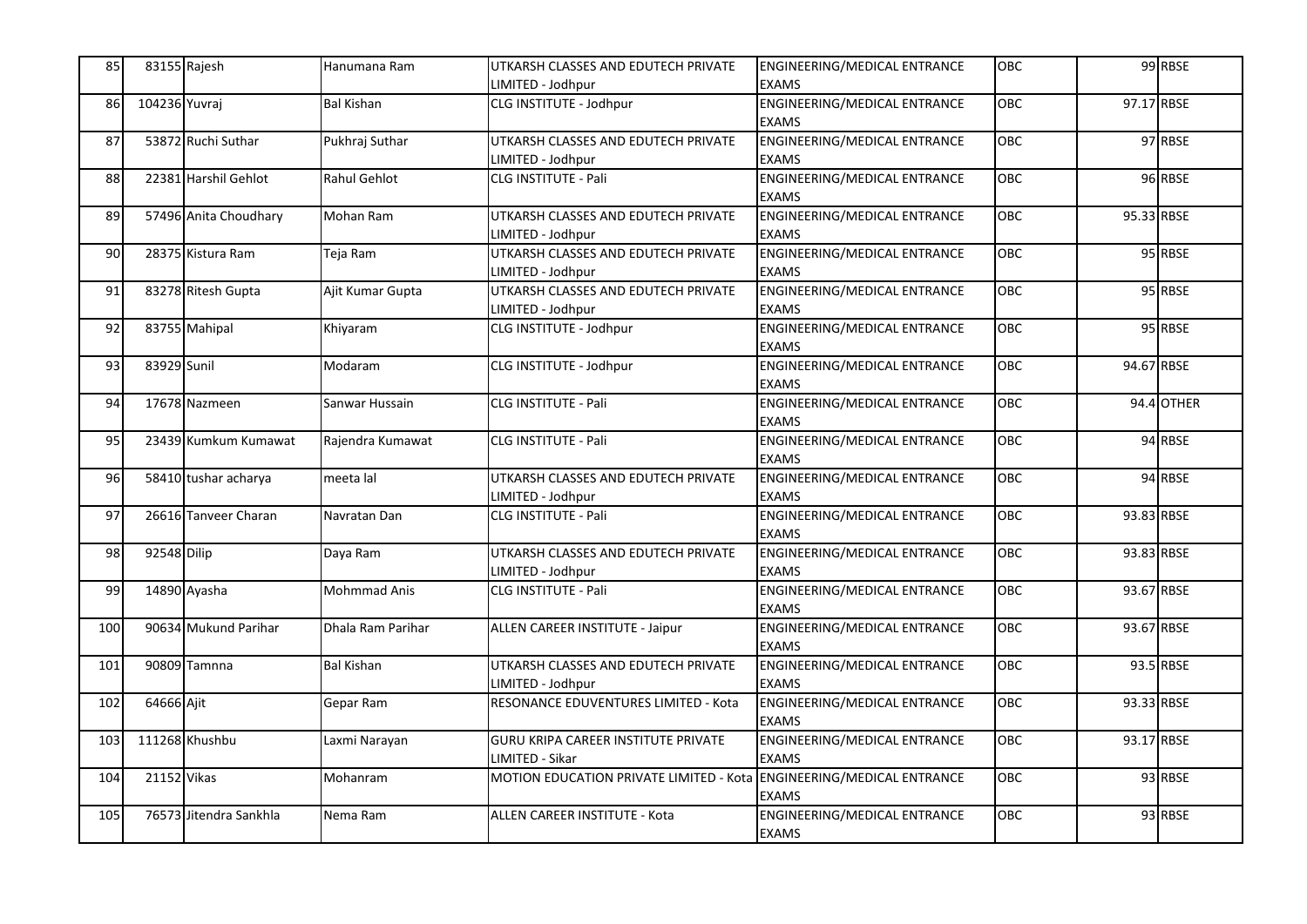| | | | | | | | | |
|---|---|---|---|---|---|---|---|---|
| 85 | 83155 | Rajesh | Hanumana Ram | UTKARSH CLASSES AND EDUTECH PRIVATE LIMITED - Jodhpur | ENGINEERING/MEDICAL ENTRANCE EXAMS | OBC | 99 | RBSE |
| 86 | 104236 | Yuvraj | Bal Kishan | CLG INSTITUTE - Jodhpur | ENGINEERING/MEDICAL ENTRANCE EXAMS | OBC | 97.17 | RBSE |
| 87 | 53872 | Ruchi Suthar | Pukhraj Suthar | UTKARSH CLASSES AND EDUTECH PRIVATE LIMITED - Jodhpur | ENGINEERING/MEDICAL ENTRANCE EXAMS | OBC | 97 | RBSE |
| 88 | 22381 | Harshil Gehlot | Rahul Gehlot | CLG INSTITUTE - Pali | ENGINEERING/MEDICAL ENTRANCE EXAMS | OBC | 96 | RBSE |
| 89 | 57496 | Anita Choudhary | Mohan Ram | UTKARSH CLASSES AND EDUTECH PRIVATE LIMITED - Jodhpur | ENGINEERING/MEDICAL ENTRANCE EXAMS | OBC | 95.33 | RBSE |
| 90 | 28375 | Kistura Ram | Teja Ram | UTKARSH CLASSES AND EDUTECH PRIVATE LIMITED - Jodhpur | ENGINEERING/MEDICAL ENTRANCE EXAMS | OBC | 95 | RBSE |
| 91 | 83278 | Ritesh Gupta | Ajit Kumar Gupta | UTKARSH CLASSES AND EDUTECH PRIVATE LIMITED - Jodhpur | ENGINEERING/MEDICAL ENTRANCE EXAMS | OBC | 95 | RBSE |
| 92 | 83755 | Mahipal | Khiyaram | CLG INSTITUTE - Jodhpur | ENGINEERING/MEDICAL ENTRANCE EXAMS | OBC | 95 | RBSE |
| 93 | 83929 | Sunil | Modaram | CLG INSTITUTE - Jodhpur | ENGINEERING/MEDICAL ENTRANCE EXAMS | OBC | 94.67 | RBSE |
| 94 | 17678 | Nazmeen | Sanwar Hussain | CLG INSTITUTE - Pali | ENGINEERING/MEDICAL ENTRANCE EXAMS | OBC | 94.4 | OTHER |
| 95 | 23439 | Kumkum Kumawat | Rajendra Kumawat | CLG INSTITUTE - Pali | ENGINEERING/MEDICAL ENTRANCE EXAMS | OBC | 94 | RBSE |
| 96 | 58410 | tushar acharya | meeta lal | UTKARSH CLASSES AND EDUTECH PRIVATE LIMITED - Jodhpur | ENGINEERING/MEDICAL ENTRANCE EXAMS | OBC | 94 | RBSE |
| 97 | 26616 | Tanveer Charan | Navratan Dan | CLG INSTITUTE - Pali | ENGINEERING/MEDICAL ENTRANCE EXAMS | OBC | 93.83 | RBSE |
| 98 | 92548 | Dilip | Daya Ram | UTKARSH CLASSES AND EDUTECH PRIVATE LIMITED - Jodhpur | ENGINEERING/MEDICAL ENTRANCE EXAMS | OBC | 93.83 | RBSE |
| 99 | 14890 | Ayasha | Mohmmad Anis | CLG INSTITUTE - Pali | ENGINEERING/MEDICAL ENTRANCE EXAMS | OBC | 93.67 | RBSE |
| 100 | 90634 | Mukund Parihar | Dhala Ram Parihar | ALLEN CAREER INSTITUTE - Jaipur | ENGINEERING/MEDICAL ENTRANCE EXAMS | OBC | 93.67 | RBSE |
| 101 | 90809 | Tamnna | Bal Kishan | UTKARSH CLASSES AND EDUTECH PRIVATE LIMITED - Jodhpur | ENGINEERING/MEDICAL ENTRANCE EXAMS | OBC | 93.5 | RBSE |
| 102 | 64666 | Ajit | Gepar Ram | RESONANCE EDUVENTURES LIMITED - Kota | ENGINEERING/MEDICAL ENTRANCE EXAMS | OBC | 93.33 | RBSE |
| 103 | 111268 | Khushbu | Laxmi Narayan | GURU KRIPA CAREER INSTITUTE PRIVATE LIMITED - Sikar | ENGINEERING/MEDICAL ENTRANCE EXAMS | OBC | 93.17 | RBSE |
| 104 | 21152 | Vikas | Mohanram | MOTION EDUCATION PRIVATE LIMITED - Kota | ENGINEERING/MEDICAL ENTRANCE EXAMS | OBC | 93 | RBSE |
| 105 | 76573 | Jitendra Sankhla | Nema Ram | ALLEN CAREER INSTITUTE - Kota | ENGINEERING/MEDICAL ENTRANCE EXAMS | OBC | 93 | RBSE |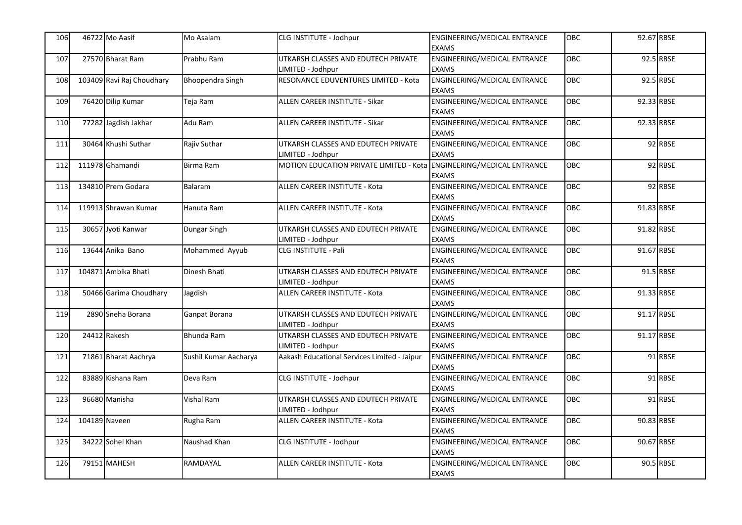| | | | | | | | | |
|---|---|---|---|---|---|---|---|---|
| 106 | 46722 | Mo Aasif | Mo Asalam | CLG INSTITUTE - Jodhpur | ENGINEERING/MEDICAL ENTRANCE EXAMS | OBC | 92.67 | RBSE |
| 107 | 27570 | Bharat Ram | Prabhu Ram | UTKARSH CLASSES AND EDUTECH PRIVATE LIMITED - Jodhpur | ENGINEERING/MEDICAL ENTRANCE EXAMS | OBC | 92.5 | RBSE |
| 108 | 103409 | Ravi Raj Choudhary | Bhoopendra Singh | RESONANCE EDUVENTURES LIMITED - Kota | ENGINEERING/MEDICAL ENTRANCE EXAMS | OBC | 92.5 | RBSE |
| 109 | 76420 | Dilip Kumar | Teja Ram | ALLEN CAREER INSTITUTE - Sikar | ENGINEERING/MEDICAL ENTRANCE EXAMS | OBC | 92.33 | RBSE |
| 110 | 77282 | Jagdish Jakhar | Adu Ram | ALLEN CAREER INSTITUTE - Sikar | ENGINEERING/MEDICAL ENTRANCE EXAMS | OBC | 92.33 | RBSE |
| 111 | 30464 | Khushi Suthar | Rajiv Suthar | UTKARSH CLASSES AND EDUTECH PRIVATE LIMITED - Jodhpur | ENGINEERING/MEDICAL ENTRANCE EXAMS | OBC | 92 | RBSE |
| 112 | 111978 | Ghamandi | Birma Ram | MOTION EDUCATION PRIVATE LIMITED - Kota | ENGINEERING/MEDICAL ENTRANCE EXAMS | OBC | 92 | RBSE |
| 113 | 134810 | Prem Godara | Balaram | ALLEN CAREER INSTITUTE - Kota | ENGINEERING/MEDICAL ENTRANCE EXAMS | OBC | 92 | RBSE |
| 114 | 119913 | Shrawan Kumar | Hanuta Ram | ALLEN CAREER INSTITUTE - Kota | ENGINEERING/MEDICAL ENTRANCE EXAMS | OBC | 91.83 | RBSE |
| 115 | 30657 | Jyoti Kanwar | Dungar Singh | UTKARSH CLASSES AND EDUTECH PRIVATE LIMITED - Jodhpur | ENGINEERING/MEDICAL ENTRANCE EXAMS | OBC | 91.82 | RBSE |
| 116 | 13644 | Anika Bano | Mohammed Ayyub | CLG INSTITUTE - Pali | ENGINEERING/MEDICAL ENTRANCE EXAMS | OBC | 91.67 | RBSE |
| 117 | 104871 | Ambika Bhati | Dinesh Bhati | UTKARSH CLASSES AND EDUTECH PRIVATE LIMITED - Jodhpur | ENGINEERING/MEDICAL ENTRANCE EXAMS | OBC | 91.5 | RBSE |
| 118 | 50466 | Garima Choudhary | Jagdish | ALLEN CAREER INSTITUTE - Kota | ENGINEERING/MEDICAL ENTRANCE EXAMS | OBC | 91.33 | RBSE |
| 119 | 2890 | Sneha Borana | Ganpat Borana | UTKARSH CLASSES AND EDUTECH PRIVATE LIMITED - Jodhpur | ENGINEERING/MEDICAL ENTRANCE EXAMS | OBC | 91.17 | RBSE |
| 120 | 24412 | Rakesh | Bhunda Ram | UTKARSH CLASSES AND EDUTECH PRIVATE LIMITED - Jodhpur | ENGINEERING/MEDICAL ENTRANCE EXAMS | OBC | 91.17 | RBSE |
| 121 | 71861 | Bharat Aachrya | Sushil Kumar Aacharya | Aakash Educational Services Limited - Jaipur | ENGINEERING/MEDICAL ENTRANCE EXAMS | OBC | 91 | RBSE |
| 122 | 83889 | Kishana Ram | Deva Ram | CLG INSTITUTE - Jodhpur | ENGINEERING/MEDICAL ENTRANCE EXAMS | OBC | 91 | RBSE |
| 123 | 96680 | Manisha | Vishal Ram | UTKARSH CLASSES AND EDUTECH PRIVATE LIMITED - Jodhpur | ENGINEERING/MEDICAL ENTRANCE EXAMS | OBC | 91 | RBSE |
| 124 | 104189 | Naveen | Rugha Ram | ALLEN CAREER INSTITUTE - Kota | ENGINEERING/MEDICAL ENTRANCE EXAMS | OBC | 90.83 | RBSE |
| 125 | 34222 | Sohel Khan | Naushad Khan | CLG INSTITUTE - Jodhpur | ENGINEERING/MEDICAL ENTRANCE EXAMS | OBC | 90.67 | RBSE |
| 126 | 79151 | MAHESH | RAMDAYAL | ALLEN CAREER INSTITUTE - Kota | ENGINEERING/MEDICAL ENTRANCE EXAMS | OBC | 90.5 | RBSE |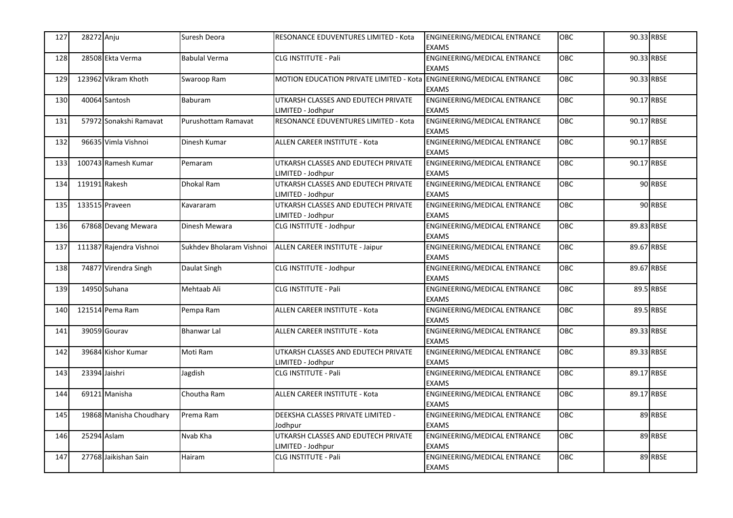| | | | | | | | | |
|---|---|---|---|---|---|---|---|---|
| 127 | 28272 | Anju | Suresh Deora | RESONANCE EDUVENTURES LIMITED - Kota | ENGINEERING/MEDICAL ENTRANCE EXAMS | OBC | 90.33 | RBSE |
| 128 | 28508 | Ekta Verma | Babulal Verma | CLG INSTITUTE - Pali | ENGINEERING/MEDICAL ENTRANCE EXAMS | OBC | 90.33 | RBSE |
| 129 | 123962 | Vikram Khoth | Swaroop Ram | MOTION EDUCATION PRIVATE LIMITED - Kota | ENGINEERING/MEDICAL ENTRANCE EXAMS | OBC | 90.33 | RBSE |
| 130 | 40064 | Santosh | Baburam | UTKARSH CLASSES AND EDUTECH PRIVATE LIMITED - Jodhpur | ENGINEERING/MEDICAL ENTRANCE EXAMS | OBC | 90.17 | RBSE |
| 131 | 57972 | Sonakshi Ramavat | Purushottam Ramavat | RESONANCE EDUVENTURES LIMITED - Kota | ENGINEERING/MEDICAL ENTRANCE EXAMS | OBC | 90.17 | RBSE |
| 132 | 96635 | Vimla Vishnoi | Dinesh Kumar | ALLEN CAREER INSTITUTE - Kota | ENGINEERING/MEDICAL ENTRANCE EXAMS | OBC | 90.17 | RBSE |
| 133 | 100743 | Ramesh Kumar | Pemaram | UTKARSH CLASSES AND EDUTECH PRIVATE LIMITED - Jodhpur | ENGINEERING/MEDICAL ENTRANCE EXAMS | OBC | 90.17 | RBSE |
| 134 | 119191 | Rakesh | Dhokal Ram | UTKARSH CLASSES AND EDUTECH PRIVATE LIMITED - Jodhpur | ENGINEERING/MEDICAL ENTRANCE EXAMS | OBC | 90 | RBSE |
| 135 | 133515 | Praveen | Kavararam | UTKARSH CLASSES AND EDUTECH PRIVATE LIMITED - Jodhpur | ENGINEERING/MEDICAL ENTRANCE EXAMS | OBC | 90 | RBSE |
| 136 | 67868 | Devang Mewara | Dinesh Mewara | CLG INSTITUTE - Jodhpur | ENGINEERING/MEDICAL ENTRANCE EXAMS | OBC | 89.83 | RBSE |
| 137 | 111387 | Rajendra Vishnoi | Sukhdev Bholaram Vishnoi | ALLEN CAREER INSTITUTE - Jaipur | ENGINEERING/MEDICAL ENTRANCE EXAMS | OBC | 89.67 | RBSE |
| 138 | 74877 | Virendra Singh | Daulat Singh | CLG INSTITUTE - Jodhpur | ENGINEERING/MEDICAL ENTRANCE EXAMS | OBC | 89.67 | RBSE |
| 139 | 14950 | Suhana | Mehtaab Ali | CLG INSTITUTE - Pali | ENGINEERING/MEDICAL ENTRANCE EXAMS | OBC | 89.5 | RBSE |
| 140 | 121514 | Pema Ram | Pempa Ram | ALLEN CAREER INSTITUTE - Kota | ENGINEERING/MEDICAL ENTRANCE EXAMS | OBC | 89.5 | RBSE |
| 141 | 39059 | Gourav | Bhanwar Lal | ALLEN CAREER INSTITUTE - Kota | ENGINEERING/MEDICAL ENTRANCE EXAMS | OBC | 89.33 | RBSE |
| 142 | 39684 | Kishor Kumar | Moti Ram | UTKARSH CLASSES AND EDUTECH PRIVATE LIMITED - Jodhpur | ENGINEERING/MEDICAL ENTRANCE EXAMS | OBC | 89.33 | RBSE |
| 143 | 23394 | Jaishri | Jagdish | CLG INSTITUTE - Pali | ENGINEERING/MEDICAL ENTRANCE EXAMS | OBC | 89.17 | RBSE |
| 144 | 69121 | Manisha | Choutha Ram | ALLEN CAREER INSTITUTE - Kota | ENGINEERING/MEDICAL ENTRANCE EXAMS | OBC | 89.17 | RBSE |
| 145 | 19868 | Manisha Choudhary | Prema Ram | DEEKSHA CLASSES PRIVATE LIMITED - Jodhpur | ENGINEERING/MEDICAL ENTRANCE EXAMS | OBC | 89 | RBSE |
| 146 | 25294 | Aslam | Nvab Kha | UTKARSH CLASSES AND EDUTECH PRIVATE LIMITED - Jodhpur | ENGINEERING/MEDICAL ENTRANCE EXAMS | OBC | 89 | RBSE |
| 147 | 27768 | Jaikishan Sain | Hairam | CLG INSTITUTE - Pali | ENGINEERING/MEDICAL ENTRANCE EXAMS | OBC | 89 | RBSE |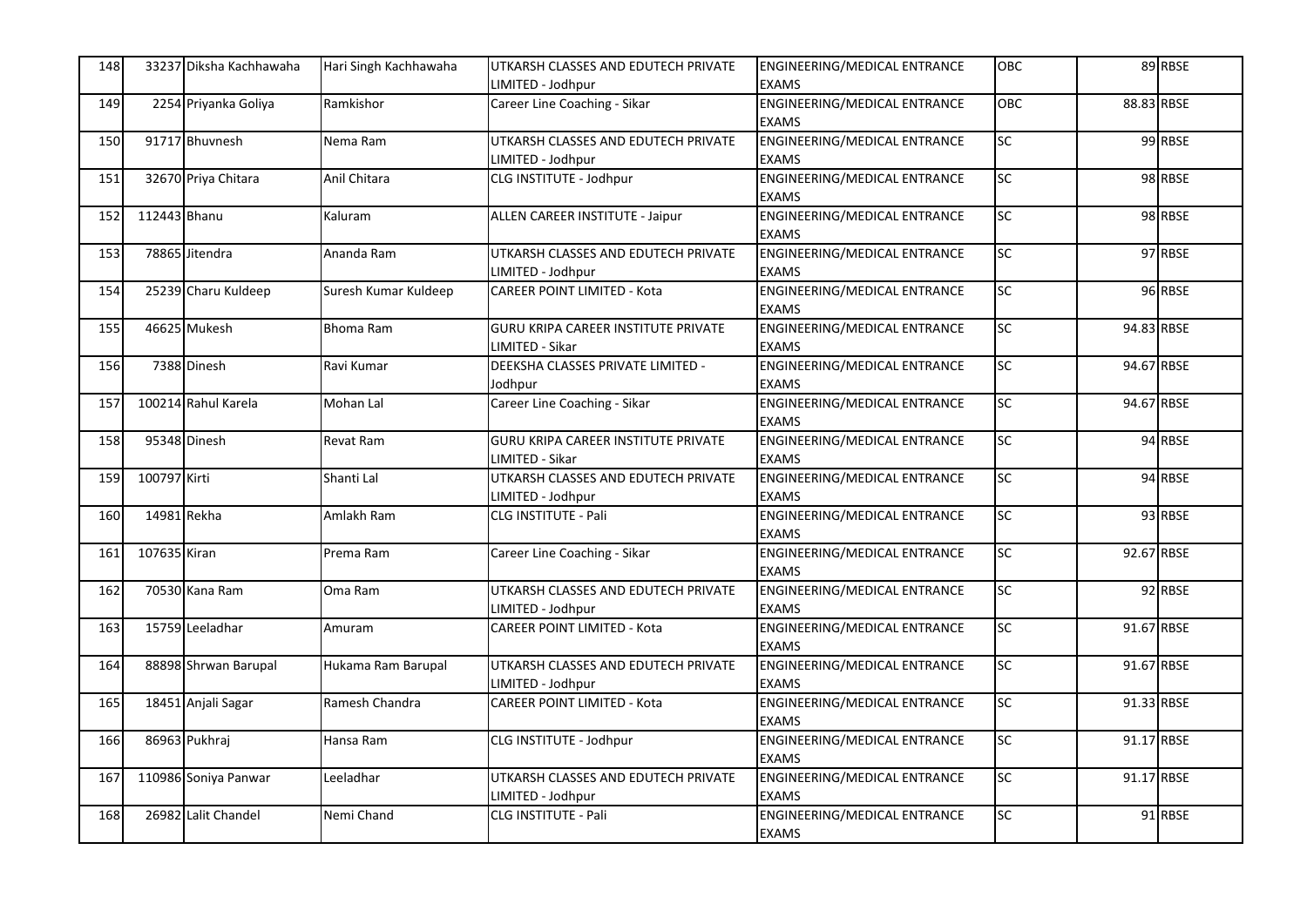| | | | | | | | | |
|---|---|---|---|---|---|---|---|---|
| 148 | 33237 | Diksha Kachhawaha | Hari Singh Kachhawaha | UTKARSH CLASSES AND EDUTECH PRIVATE LIMITED - Jodhpur | ENGINEERING/MEDICAL ENTRANCE EXAMS | OBC | 89 | RBSE |
| 149 | 2254 | Priyanka Goliya | Ramkishor | Career Line Coaching - Sikar | ENGINEERING/MEDICAL ENTRANCE EXAMS | OBC | 88.83 | RBSE |
| 150 | 91717 | Bhuvnesh | Nema Ram | UTKARSH CLASSES AND EDUTECH PRIVATE LIMITED - Jodhpur | ENGINEERING/MEDICAL ENTRANCE EXAMS | SC | 99 | RBSE |
| 151 | 32670 | Priya Chitara | Anil Chitara | CLG INSTITUTE - Jodhpur | ENGINEERING/MEDICAL ENTRANCE EXAMS | SC | 98 | RBSE |
| 152 | 112443 | Bhanu | Kaluram | ALLEN CAREER INSTITUTE - Jaipur | ENGINEERING/MEDICAL ENTRANCE EXAMS | SC | 98 | RBSE |
| 153 | 78865 | Jitendra | Ananda Ram | UTKARSH CLASSES AND EDUTECH PRIVATE LIMITED - Jodhpur | ENGINEERING/MEDICAL ENTRANCE EXAMS | SC | 97 | RBSE |
| 154 | 25239 | Charu Kuldeep | Suresh Kumar Kuldeep | CAREER POINT LIMITED - Kota | ENGINEERING/MEDICAL ENTRANCE EXAMS | SC | 96 | RBSE |
| 155 | 46625 | Mukesh | Bhoma Ram | GURU KRIPA CAREER INSTITUTE PRIVATE LIMITED - Sikar | ENGINEERING/MEDICAL ENTRANCE EXAMS | SC | 94.83 | RBSE |
| 156 | 7388 | Dinesh | Ravi Kumar | DEEKSHA CLASSES PRIVATE LIMITED - Jodhpur | ENGINEERING/MEDICAL ENTRANCE EXAMS | SC | 94.67 | RBSE |
| 157 | 100214 | Rahul Karela | Mohan Lal | Career Line Coaching - Sikar | ENGINEERING/MEDICAL ENTRANCE EXAMS | SC | 94.67 | RBSE |
| 158 | 95348 | Dinesh | Revat Ram | GURU KRIPA CAREER INSTITUTE PRIVATE LIMITED - Sikar | ENGINEERING/MEDICAL ENTRANCE EXAMS | SC | 94 | RBSE |
| 159 | 100797 | Kirti | Shanti Lal | UTKARSH CLASSES AND EDUTECH PRIVATE LIMITED - Jodhpur | ENGINEERING/MEDICAL ENTRANCE EXAMS | SC | 94 | RBSE |
| 160 | 14981 | Rekha | Amlakh Ram | CLG INSTITUTE - Pali | ENGINEERING/MEDICAL ENTRANCE EXAMS | SC | 93 | RBSE |
| 161 | 107635 | Kiran | Prema Ram | Career Line Coaching - Sikar | ENGINEERING/MEDICAL ENTRANCE EXAMS | SC | 92.67 | RBSE |
| 162 | 70530 | Kana Ram | Oma Ram | UTKARSH CLASSES AND EDUTECH PRIVATE LIMITED - Jodhpur | ENGINEERING/MEDICAL ENTRANCE EXAMS | SC | 92 | RBSE |
| 163 | 15759 | Leeladhar | Amuram | CAREER POINT LIMITED - Kota | ENGINEERING/MEDICAL ENTRANCE EXAMS | SC | 91.67 | RBSE |
| 164 | 88898 | Shrwan Barupal | Hukama Ram Barupal | UTKARSH CLASSES AND EDUTECH PRIVATE LIMITED - Jodhpur | ENGINEERING/MEDICAL ENTRANCE EXAMS | SC | 91.67 | RBSE |
| 165 | 18451 | Anjali Sagar | Ramesh Chandra | CAREER POINT LIMITED - Kota | ENGINEERING/MEDICAL ENTRANCE EXAMS | SC | 91.33 | RBSE |
| 166 | 86963 | Pukhraj | Hansa Ram | CLG INSTITUTE - Jodhpur | ENGINEERING/MEDICAL ENTRANCE EXAMS | SC | 91.17 | RBSE |
| 167 | 110986 | Soniya Panwar | Leeladhar | UTKARSH CLASSES AND EDUTECH PRIVATE LIMITED - Jodhpur | ENGINEERING/MEDICAL ENTRANCE EXAMS | SC | 91.17 | RBSE |
| 168 | 26982 | Lalit Chandel | Nemi Chand | CLG INSTITUTE - Pali | ENGINEERING/MEDICAL ENTRANCE EXAMS | SC | 91 | RBSE |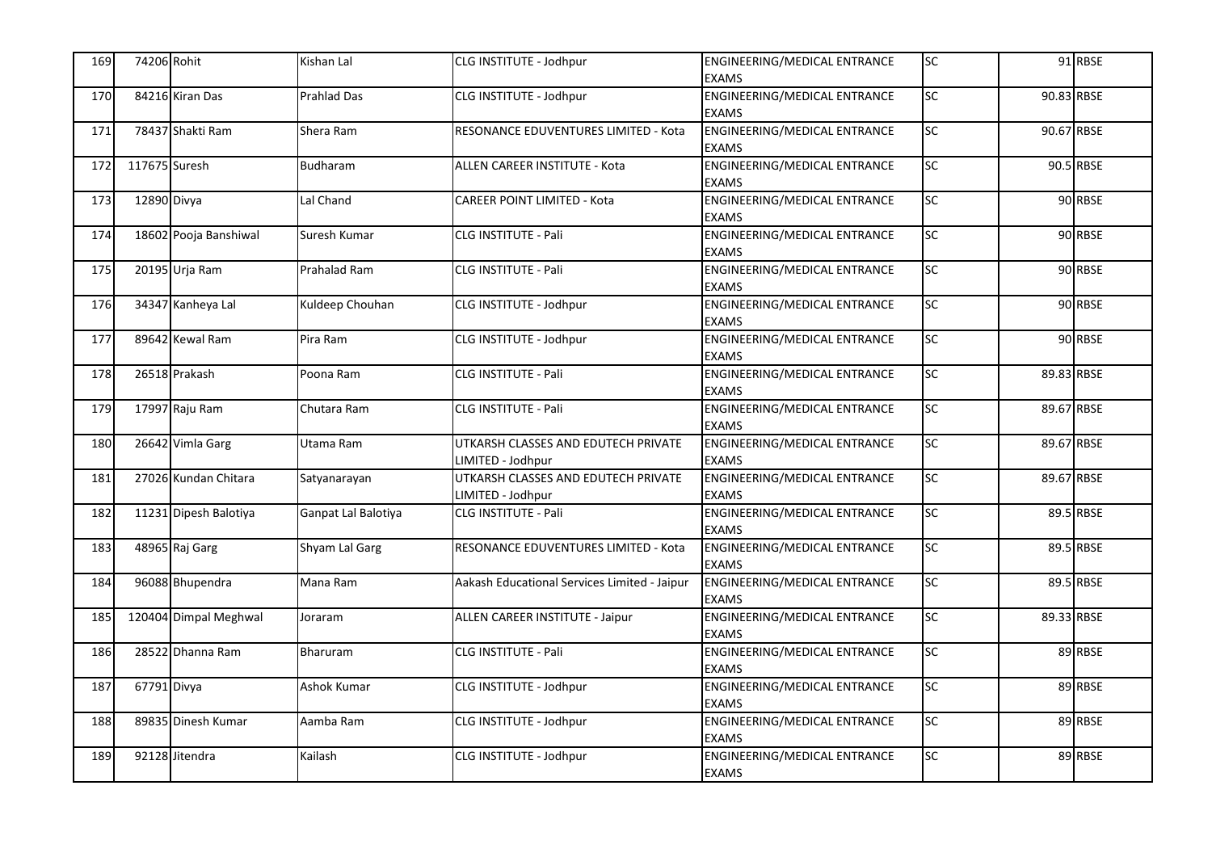| 169 | 74206 | Rohit | Kishan Lal | CLG INSTITUTE - Jodhpur | ENGINEERING/MEDICAL ENTRANCE EXAMS | SC | 91 | RBSE |
|---|---|---|---|---|---|---|---|---|
| 170 | 84216 | Kiran Das | Prahlad Das | CLG INSTITUTE - Jodhpur | ENGINEERING/MEDICAL ENTRANCE EXAMS | SC | 90.83 | RBSE |
| 171 | 78437 | Shakti Ram | Shera Ram | RESONANCE EDUVENTURES LIMITED - Kota | ENGINEERING/MEDICAL ENTRANCE EXAMS | SC | 90.67 | RBSE |
| 172 | 117675 | Suresh | Budharam | ALLEN CAREER INSTITUTE - Kota | ENGINEERING/MEDICAL ENTRANCE EXAMS | SC | 90.5 | RBSE |
| 173 | 12890 | Divya | Lal Chand | CAREER POINT LIMITED - Kota | ENGINEERING/MEDICAL ENTRANCE EXAMS | SC | 90 | RBSE |
| 174 | 18602 | Pooja Banshiwal | Suresh Kumar | CLG INSTITUTE - Pali | ENGINEERING/MEDICAL ENTRANCE EXAMS | SC | 90 | RBSE |
| 175 | 20195 | Urja Ram | Prahalad Ram | CLG INSTITUTE - Pali | ENGINEERING/MEDICAL ENTRANCE EXAMS | SC | 90 | RBSE |
| 176 | 34347 | Kanheya Lal | Kuldeep Chouhan | CLG INSTITUTE - Jodhpur | ENGINEERING/MEDICAL ENTRANCE EXAMS | SC | 90 | RBSE |
| 177 | 89642 | Kewal Ram | Pira Ram | CLG INSTITUTE - Jodhpur | ENGINEERING/MEDICAL ENTRANCE EXAMS | SC | 90 | RBSE |
| 178 | 26518 | Prakash | Poona Ram | CLG INSTITUTE - Pali | ENGINEERING/MEDICAL ENTRANCE EXAMS | SC | 89.83 | RBSE |
| 179 | 17997 | Raju Ram | Chutara Ram | CLG INSTITUTE - Pali | ENGINEERING/MEDICAL ENTRANCE EXAMS | SC | 89.67 | RBSE |
| 180 | 26642 | Vimla Garg | Utama Ram | UTKARSH CLASSES AND EDUTECH PRIVATE LIMITED - Jodhpur | ENGINEERING/MEDICAL ENTRANCE EXAMS | SC | 89.67 | RBSE |
| 181 | 27026 | Kundan Chitara | Satyanarayan | UTKARSH CLASSES AND EDUTECH PRIVATE LIMITED - Jodhpur | ENGINEERING/MEDICAL ENTRANCE EXAMS | SC | 89.67 | RBSE |
| 182 | 11231 | Dipesh Balotiya | Ganpat Lal Balotiya | CLG INSTITUTE - Pali | ENGINEERING/MEDICAL ENTRANCE EXAMS | SC | 89.5 | RBSE |
| 183 | 48965 | Raj Garg | Shyam Lal Garg | RESONANCE EDUVENTURES LIMITED - Kota | ENGINEERING/MEDICAL ENTRANCE EXAMS | SC | 89.5 | RBSE |
| 184 | 96088 | Bhupendra | Mana Ram | Aakash Educational Services Limited - Jaipur | ENGINEERING/MEDICAL ENTRANCE EXAMS | SC | 89.5 | RBSE |
| 185 | 120404 | Dimpal Meghwal | Joraram | ALLEN CAREER INSTITUTE - Jaipur | ENGINEERING/MEDICAL ENTRANCE EXAMS | SC | 89.33 | RBSE |
| 186 | 28522 | Dhanna Ram | Bharuram | CLG INSTITUTE - Pali | ENGINEERING/MEDICAL ENTRANCE EXAMS | SC | 89 | RBSE |
| 187 | 67791 | Divya | Ashok Kumar | CLG INSTITUTE - Jodhpur | ENGINEERING/MEDICAL ENTRANCE EXAMS | SC | 89 | RBSE |
| 188 | 89835 | Dinesh Kumar | Aamba Ram | CLG INSTITUTE - Jodhpur | ENGINEERING/MEDICAL ENTRANCE EXAMS | SC | 89 | RBSE |
| 189 | 92128 | Jitendra | Kailash | CLG INSTITUTE - Jodhpur | ENGINEERING/MEDICAL ENTRANCE EXAMS | SC | 89 | RBSE |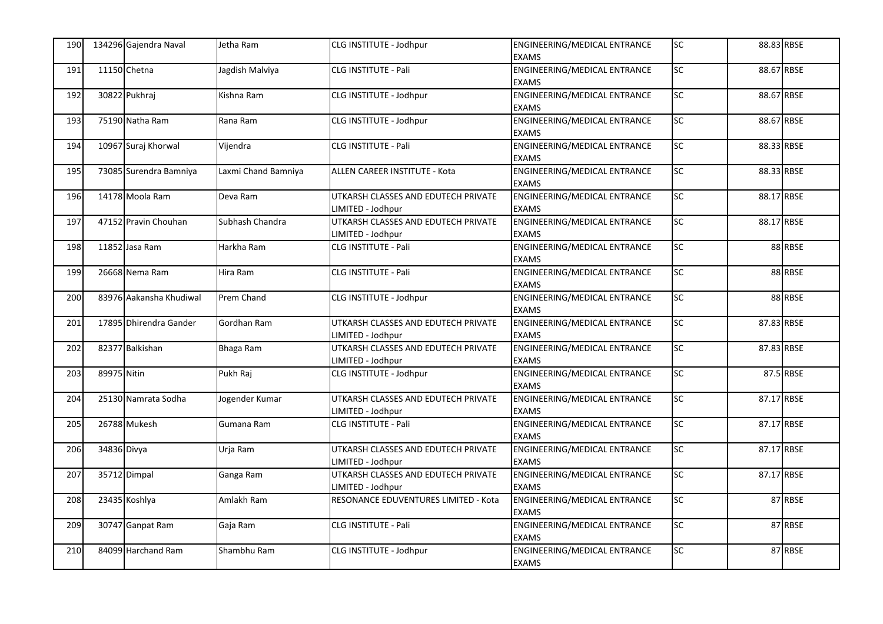| | | | | | | | | |
|---|---|---|---|---|---|---|---|---|
| 190 | 134296 | Gajendra Naval | Jetha Ram | CLG INSTITUTE - Jodhpur | ENGINEERING/MEDICAL ENTRANCE EXAMS | SC | 88.83 | RBSE |
| 191 | 11150 | Chetna | Jagdish Malviya | CLG INSTITUTE - Pali | ENGINEERING/MEDICAL ENTRANCE EXAMS | SC | 88.67 | RBSE |
| 192 | 30822 | Pukhraj | Kishna Ram | CLG INSTITUTE - Jodhpur | ENGINEERING/MEDICAL ENTRANCE EXAMS | SC | 88.67 | RBSE |
| 193 | 75190 | Natha Ram | Rana Ram | CLG INSTITUTE - Jodhpur | ENGINEERING/MEDICAL ENTRANCE EXAMS | SC | 88.67 | RBSE |
| 194 | 10967 | Suraj Khorwal | Vijendra | CLG INSTITUTE - Pali | ENGINEERING/MEDICAL ENTRANCE EXAMS | SC | 88.33 | RBSE |
| 195 | 73085 | Surendra Bamniya | Laxmi Chand Bamniya | ALLEN CAREER INSTITUTE - Kota | ENGINEERING/MEDICAL ENTRANCE EXAMS | SC | 88.33 | RBSE |
| 196 | 14178 | Moola Ram | Deva Ram | UTKARSH CLASSES AND EDUTECH PRIVATE LIMITED - Jodhpur | ENGINEERING/MEDICAL ENTRANCE EXAMS | SC | 88.17 | RBSE |
| 197 | 47152 | Pravin Chouhan | Subhash Chandra | UTKARSH CLASSES AND EDUTECH PRIVATE LIMITED - Jodhpur | ENGINEERING/MEDICAL ENTRANCE EXAMS | SC | 88.17 | RBSE |
| 198 | 11852 | Jasa Ram | Harkha Ram | CLG INSTITUTE - Pali | ENGINEERING/MEDICAL ENTRANCE EXAMS | SC | 88 | RBSE |
| 199 | 26668 | Nema Ram | Hira Ram | CLG INSTITUTE - Pali | ENGINEERING/MEDICAL ENTRANCE EXAMS | SC | 88 | RBSE |
| 200 | 83976 | Aakansha Khudiwal | Prem Chand | CLG INSTITUTE - Jodhpur | ENGINEERING/MEDICAL ENTRANCE EXAMS | SC | 88 | RBSE |
| 201 | 17895 | Dhirendra Gander | Gordhan Ram | UTKARSH CLASSES AND EDUTECH PRIVATE LIMITED - Jodhpur | ENGINEERING/MEDICAL ENTRANCE EXAMS | SC | 87.83 | RBSE |
| 202 | 82377 | Balkishan | Bhaga Ram | UTKARSH CLASSES AND EDUTECH PRIVATE LIMITED - Jodhpur | ENGINEERING/MEDICAL ENTRANCE EXAMS | SC | 87.83 | RBSE |
| 203 | 89975 | Nitin | Pukh Raj | CLG INSTITUTE - Jodhpur | ENGINEERING/MEDICAL ENTRANCE EXAMS | SC | 87.5 | RBSE |
| 204 | 25130 | Namrata Sodha | Jogender Kumar | UTKARSH CLASSES AND EDUTECH PRIVATE LIMITED - Jodhpur | ENGINEERING/MEDICAL ENTRANCE EXAMS | SC | 87.17 | RBSE |
| 205 | 26788 | Mukesh | Gumana Ram | CLG INSTITUTE - Pali | ENGINEERING/MEDICAL ENTRANCE EXAMS | SC | 87.17 | RBSE |
| 206 | 34836 | Divya | Urja Ram | UTKARSH CLASSES AND EDUTECH PRIVATE LIMITED - Jodhpur | ENGINEERING/MEDICAL ENTRANCE EXAMS | SC | 87.17 | RBSE |
| 207 | 35712 | Dimpal | Ganga Ram | UTKARSH CLASSES AND EDUTECH PRIVATE LIMITED - Jodhpur | ENGINEERING/MEDICAL ENTRANCE EXAMS | SC | 87.17 | RBSE |
| 208 | 23435 | Koshlya | Amlakh Ram | RESONANCE EDUVENTURES LIMITED - Kota | ENGINEERING/MEDICAL ENTRANCE EXAMS | SC | 87 | RBSE |
| 209 | 30747 | Ganpat Ram | Gaja Ram | CLG INSTITUTE - Pali | ENGINEERING/MEDICAL ENTRANCE EXAMS | SC | 87 | RBSE |
| 210 | 84099 | Harchand Ram | Shambhu Ram | CLG INSTITUTE - Jodhpur | ENGINEERING/MEDICAL ENTRANCE EXAMS | SC | 87 | RBSE |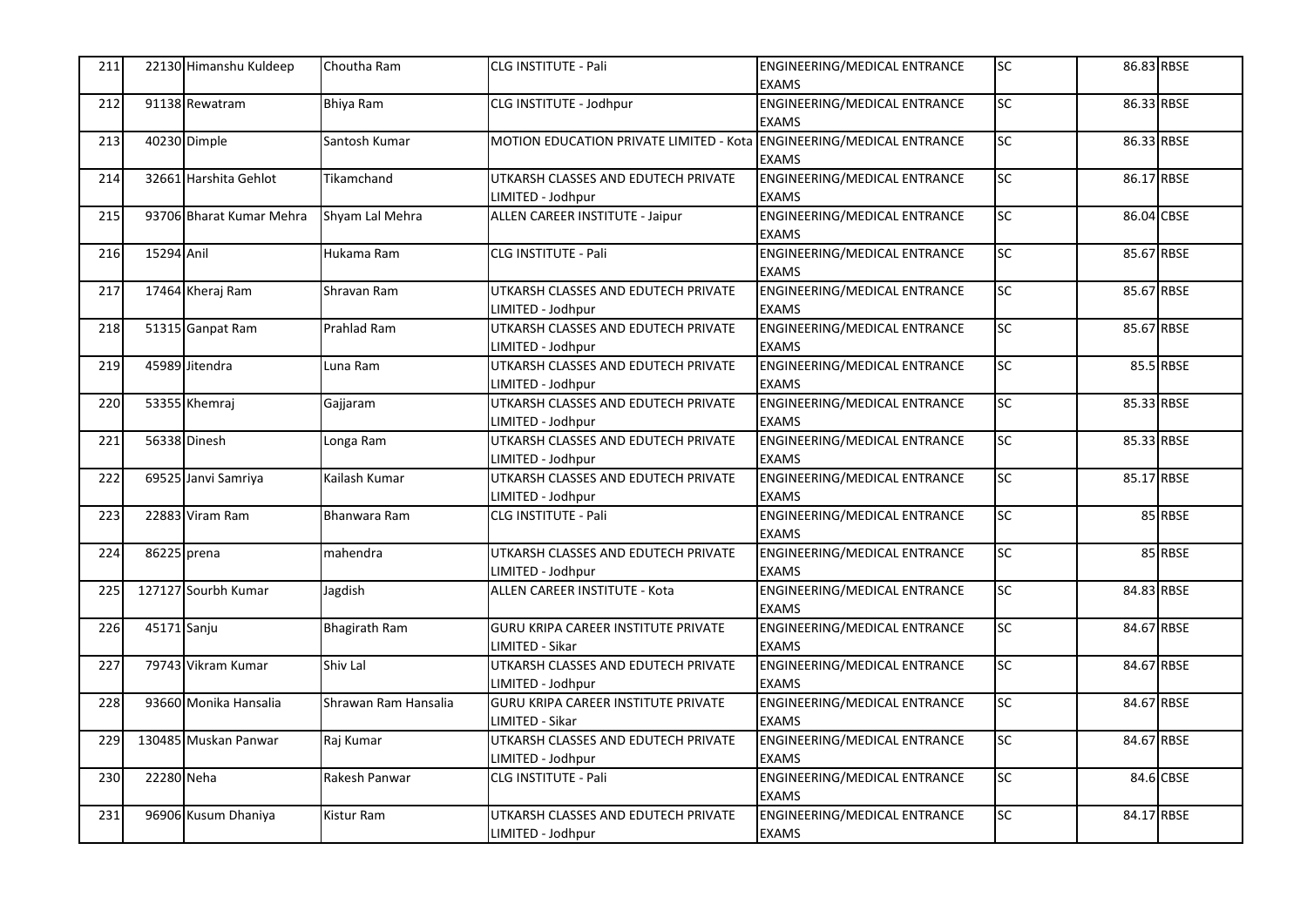| | | | | | | | | |
|---|---|---|---|---|---|---|---|---|
| 211 | 22130 | Himanshu Kuldeep | Choutha Ram | CLG INSTITUTE - Pali | ENGINEERING/MEDICAL ENTRANCE EXAMS | SC | 86.83 | RBSE |
| 212 | 91138 | Rewatram | Bhiya Ram | CLG INSTITUTE - Jodhpur | ENGINEERING/MEDICAL ENTRANCE EXAMS | SC | 86.33 | RBSE |
| 213 | 40230 | Dimple | Santosh Kumar | MOTION EDUCATION PRIVATE LIMITED - Kota | ENGINEERING/MEDICAL ENTRANCE EXAMS | SC | 86.33 | RBSE |
| 214 | 32661 | Harshita Gehlot | Tikamchand | UTKARSH CLASSES AND EDUTECH PRIVATE LIMITED - Jodhpur | ENGINEERING/MEDICAL ENTRANCE EXAMS | SC | 86.17 | RBSE |
| 215 | 93706 | Bharat Kumar Mehra | Shyam Lal Mehra | ALLEN CAREER INSTITUTE - Jaipur | ENGINEERING/MEDICAL ENTRANCE EXAMS | SC | 86.04 | CBSE |
| 216 | 15294 | Anil | Hukama Ram | CLG INSTITUTE - Pali | ENGINEERING/MEDICAL ENTRANCE EXAMS | SC | 85.67 | RBSE |
| 217 | 17464 | Kheraj Ram | Shravan Ram | UTKARSH CLASSES AND EDUTECH PRIVATE LIMITED - Jodhpur | ENGINEERING/MEDICAL ENTRANCE EXAMS | SC | 85.67 | RBSE |
| 218 | 51315 | Ganpat Ram | Prahlad Ram | UTKARSH CLASSES AND EDUTECH PRIVATE LIMITED - Jodhpur | ENGINEERING/MEDICAL ENTRANCE EXAMS | SC | 85.67 | RBSE |
| 219 | 45989 | Jitendra | Luna Ram | UTKARSH CLASSES AND EDUTECH PRIVATE LIMITED - Jodhpur | ENGINEERING/MEDICAL ENTRANCE EXAMS | SC | 85.5 | RBSE |
| 220 | 53355 | Khemraj | Gajjaram | UTKARSH CLASSES AND EDUTECH PRIVATE LIMITED - Jodhpur | ENGINEERING/MEDICAL ENTRANCE EXAMS | SC | 85.33 | RBSE |
| 221 | 56338 | Dinesh | Longa Ram | UTKARSH CLASSES AND EDUTECH PRIVATE LIMITED - Jodhpur | ENGINEERING/MEDICAL ENTRANCE EXAMS | SC | 85.33 | RBSE |
| 222 | 69525 | Janvi Samriya | Kailash Kumar | UTKARSH CLASSES AND EDUTECH PRIVATE LIMITED - Jodhpur | ENGINEERING/MEDICAL ENTRANCE EXAMS | SC | 85.17 | RBSE |
| 223 | 22883 | Viram Ram | Bhanwara Ram | CLG INSTITUTE - Pali | ENGINEERING/MEDICAL ENTRANCE EXAMS | SC | 85 | RBSE |
| 224 | 86225 | prena | mahendra | UTKARSH CLASSES AND EDUTECH PRIVATE LIMITED - Jodhpur | ENGINEERING/MEDICAL ENTRANCE EXAMS | SC | 85 | RBSE |
| 225 | 127127 | Sourbh Kumar | Jagdish | ALLEN CAREER INSTITUTE - Kota | ENGINEERING/MEDICAL ENTRANCE EXAMS | SC | 84.83 | RBSE |
| 226 | 45171 | Sanju | Bhagirath Ram | GURU KRIPA CAREER INSTITUTE PRIVATE LIMITED - Sikar | ENGINEERING/MEDICAL ENTRANCE EXAMS | SC | 84.67 | RBSE |
| 227 | 79743 | Vikram Kumar | Shiv Lal | UTKARSH CLASSES AND EDUTECH PRIVATE LIMITED - Jodhpur | ENGINEERING/MEDICAL ENTRANCE EXAMS | SC | 84.67 | RBSE |
| 228 | 93660 | Monika Hansalia | Shrawan Ram Hansalia | GURU KRIPA CAREER INSTITUTE PRIVATE LIMITED - Sikar | ENGINEERING/MEDICAL ENTRANCE EXAMS | SC | 84.67 | RBSE |
| 229 | 130485 | Muskan Panwar | Raj Kumar | UTKARSH CLASSES AND EDUTECH PRIVATE LIMITED - Jodhpur | ENGINEERING/MEDICAL ENTRANCE EXAMS | SC | 84.67 | RBSE |
| 230 | 22280 | Neha | Rakesh Panwar | CLG INSTITUTE - Pali | ENGINEERING/MEDICAL ENTRANCE EXAMS | SC | 84.6 | CBSE |
| 231 | 96906 | Kusum Dhaniya | Kistur Ram | UTKARSH CLASSES AND EDUTECH PRIVATE LIMITED - Jodhpur | ENGINEERING/MEDICAL ENTRANCE EXAMS | SC | 84.17 | RBSE |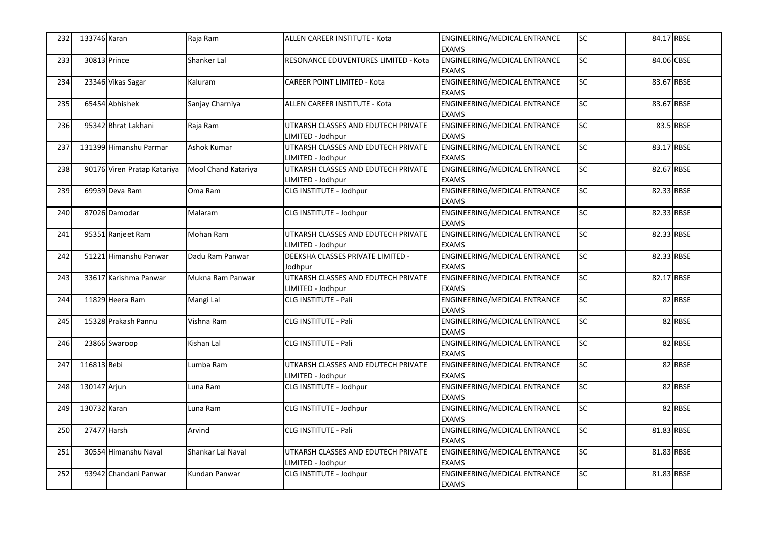| | | | | | | | | |
|---|---|---|---|---|---|---|---|---|
| 232 | 133746 | Karan | Raja Ram | ALLEN CAREER INSTITUTE - Kota | ENGINEERING/MEDICAL ENTRANCE EXAMS | SC | 84.17 | RBSE |
| 233 | 30813 | Prince | Shanker Lal | RESONANCE EDUVENTURES LIMITED - Kota | ENGINEERING/MEDICAL ENTRANCE EXAMS | SC | 84.06 | CBSE |
| 234 | 23346 | Vikas Sagar | Kaluram | CAREER POINT LIMITED - Kota | ENGINEERING/MEDICAL ENTRANCE EXAMS | SC | 83.67 | RBSE |
| 235 | 65454 | Abhishek | Sanjay Charniya | ALLEN CAREER INSTITUTE - Kota | ENGINEERING/MEDICAL ENTRANCE EXAMS | SC | 83.67 | RBSE |
| 236 | 95342 | Bhrat Lakhani | Raja Ram | UTKARSH CLASSES AND EDUTECH PRIVATE LIMITED - Jodhpur | ENGINEERING/MEDICAL ENTRANCE EXAMS | SC | 83.5 | RBSE |
| 237 | 131399 | Himanshu Parmar | Ashok Kumar | UTKARSH CLASSES AND EDUTECH PRIVATE LIMITED - Jodhpur | ENGINEERING/MEDICAL ENTRANCE EXAMS | SC | 83.17 | RBSE |
| 238 | 90176 | Viren Pratap Katariya | Mool Chand Katariya | UTKARSH CLASSES AND EDUTECH PRIVATE LIMITED - Jodhpur | ENGINEERING/MEDICAL ENTRANCE EXAMS | SC | 82.67 | RBSE |
| 239 | 69939 | Deva Ram | Oma Ram | CLG INSTITUTE - Jodhpur | ENGINEERING/MEDICAL ENTRANCE EXAMS | SC | 82.33 | RBSE |
| 240 | 87026 | Damodar | Malaram | CLG INSTITUTE - Jodhpur | ENGINEERING/MEDICAL ENTRANCE EXAMS | SC | 82.33 | RBSE |
| 241 | 95351 | Ranjeet Ram | Mohan Ram | UTKARSH CLASSES AND EDUTECH PRIVATE LIMITED - Jodhpur | ENGINEERING/MEDICAL ENTRANCE EXAMS | SC | 82.33 | RBSE |
| 242 | 51221 | Himanshu Panwar | Dadu Ram Panwar | DEEKSHA CLASSES PRIVATE LIMITED - Jodhpur | ENGINEERING/MEDICAL ENTRANCE EXAMS | SC | 82.33 | RBSE |
| 243 | 33617 | Karishma Panwar | Mukna Ram Panwar | UTKARSH CLASSES AND EDUTECH PRIVATE LIMITED - Jodhpur | ENGINEERING/MEDICAL ENTRANCE EXAMS | SC | 82.17 | RBSE |
| 244 | 11829 | Heera Ram | Mangi Lal | CLG INSTITUTE - Pali | ENGINEERING/MEDICAL ENTRANCE EXAMS | SC | 82 | RBSE |
| 245 | 15328 | Prakash Pannu | Vishna Ram | CLG INSTITUTE - Pali | ENGINEERING/MEDICAL ENTRANCE EXAMS | SC | 82 | RBSE |
| 246 | 23866 | Swaroop | Kishan Lal | CLG INSTITUTE - Pali | ENGINEERING/MEDICAL ENTRANCE EXAMS | SC | 82 | RBSE |
| 247 | 116813 | Bebi | Lumba Ram | UTKARSH CLASSES AND EDUTECH PRIVATE LIMITED - Jodhpur | ENGINEERING/MEDICAL ENTRANCE EXAMS | SC | 82 | RBSE |
| 248 | 130147 | Arjun | Luna Ram | CLG INSTITUTE - Jodhpur | ENGINEERING/MEDICAL ENTRANCE EXAMS | SC | 82 | RBSE |
| 249 | 130732 | Karan | Luna Ram | CLG INSTITUTE - Jodhpur | ENGINEERING/MEDICAL ENTRANCE EXAMS | SC | 82 | RBSE |
| 250 | 27477 | Harsh | Arvind | CLG INSTITUTE - Pali | ENGINEERING/MEDICAL ENTRANCE EXAMS | SC | 81.83 | RBSE |
| 251 | 30554 | Himanshu Naval | Shankar Lal Naval | UTKARSH CLASSES AND EDUTECH PRIVATE LIMITED - Jodhpur | ENGINEERING/MEDICAL ENTRANCE EXAMS | SC | 81.83 | RBSE |
| 252 | 93942 | Chandani Panwar | Kundan Panwar | CLG INSTITUTE - Jodhpur | ENGINEERING/MEDICAL ENTRANCE EXAMS | SC | 81.83 | RBSE |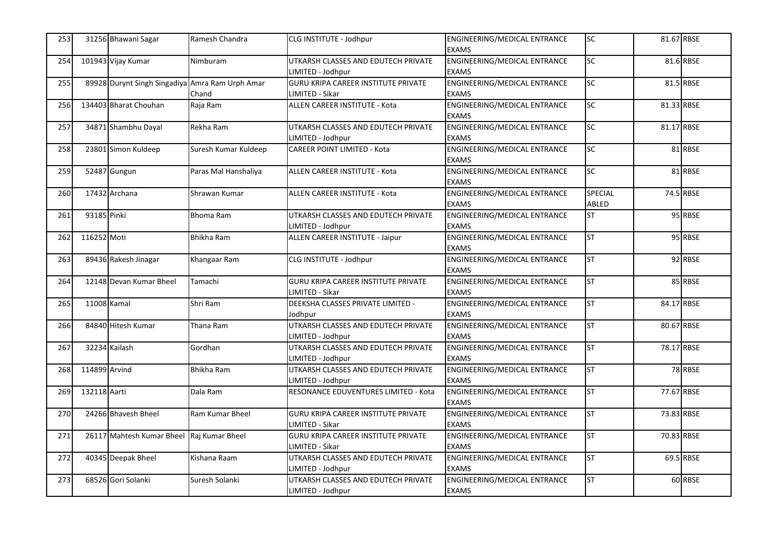| | | | | | | | | |
|---|---|---|---|---|---|---|---|---|
| 253 | 31256 | Bhawani Sagar | Ramesh Chandra | CLG INSTITUTE - Jodhpur | ENGINEERING/MEDICAL ENTRANCE EXAMS | SC | 81.67 | RBSE |
| 254 | 101943 | Vijay Kumar | Nimburam | UTKARSH CLASSES AND EDUTECH PRIVATE LIMITED - Jodhpur | ENGINEERING/MEDICAL ENTRANCE EXAMS | SC | 81.6 | RBSE |
| 255 | 89928 | Durynt Singh Singadiya | Amra Ram Urph Amar Chand | GURU KRIPA CAREER INSTITUTE PRIVATE LIMITED - Sikar | ENGINEERING/MEDICAL ENTRANCE EXAMS | SC | 81.5 | RBSE |
| 256 | 134403 | Bharat Chouhan | Raja Ram | ALLEN CAREER INSTITUTE - Kota | ENGINEERING/MEDICAL ENTRANCE EXAMS | SC | 81.33 | RBSE |
| 257 | 34871 | Shambhu Dayal | Rekha Ram | UTKARSH CLASSES AND EDUTECH PRIVATE LIMITED - Jodhpur | ENGINEERING/MEDICAL ENTRANCE EXAMS | SC | 81.17 | RBSE |
| 258 | 23801 | Simon Kuldeep | Suresh Kumar Kuldeep | CAREER POINT LIMITED - Kota | ENGINEERING/MEDICAL ENTRANCE EXAMS | SC | 81 | RBSE |
| 259 | 52487 | Gungun | Paras Mal Hanshaliya | ALLEN CAREER INSTITUTE - Kota | ENGINEERING/MEDICAL ENTRANCE EXAMS | SC | 81 | RBSE |
| 260 | 17432 | Archana | Shrawan Kumar | ALLEN CAREER INSTITUTE - Kota | ENGINEERING/MEDICAL ENTRANCE EXAMS | SPECIAL ABLED | 74.5 | RBSE |
| 261 | 93185 | Pinki | Bhoma Ram | UTKARSH CLASSES AND EDUTECH PRIVATE LIMITED - Jodhpur | ENGINEERING/MEDICAL ENTRANCE EXAMS | ST | 95 | RBSE |
| 262 | 116252 | Moti | Bhikha Ram | ALLEN CAREER INSTITUTE - Jaipur | ENGINEERING/MEDICAL ENTRANCE EXAMS | ST | 95 | RBSE |
| 263 | 89436 | Rakesh Jinagar | Khangaar Ram | CLG INSTITUTE - Jodhpur | ENGINEERING/MEDICAL ENTRANCE EXAMS | ST | 92 | RBSE |
| 264 | 12148 | Devan Kumar Bheel | Tamachi | GURU KRIPA CAREER INSTITUTE PRIVATE LIMITED - Sikar | ENGINEERING/MEDICAL ENTRANCE EXAMS | ST | 85 | RBSE |
| 265 | 11008 | Kamal | Shri Ram | DEEKSHA CLASSES PRIVATE LIMITED - Jodhpur | ENGINEERING/MEDICAL ENTRANCE EXAMS | ST | 84.17 | RBSE |
| 266 | 84840 | Hitesh Kumar | Thana Ram | UTKARSH CLASSES AND EDUTECH PRIVATE LIMITED - Jodhpur | ENGINEERING/MEDICAL ENTRANCE EXAMS | ST | 80.67 | RBSE |
| 267 | 32234 | Kailash | Gordhan | UTKARSH CLASSES AND EDUTECH PRIVATE LIMITED - Jodhpur | ENGINEERING/MEDICAL ENTRANCE EXAMS | ST | 78.17 | RBSE |
| 268 | 114899 | Arvind | Bhikha Ram | UTKARSH CLASSES AND EDUTECH PRIVATE LIMITED - Jodhpur | ENGINEERING/MEDICAL ENTRANCE EXAMS | ST | 78 | RBSE |
| 269 | 132118 | Aarti | Dala Ram | RESONANCE EDUVENTURES LIMITED - Kota | ENGINEERING/MEDICAL ENTRANCE EXAMS | ST | 77.67 | RBSE |
| 270 | 24266 | Bhavesh Bheel | Ram Kumar Bheel | GURU KRIPA CAREER INSTITUTE PRIVATE LIMITED - Sikar | ENGINEERING/MEDICAL ENTRANCE EXAMS | ST | 73.83 | RBSE |
| 271 | 26117 | Mahtesh Kumar Bheel | Raj Kumar Bheel | GURU KRIPA CAREER INSTITUTE PRIVATE LIMITED - Sikar | ENGINEERING/MEDICAL ENTRANCE EXAMS | ST | 70.83 | RBSE |
| 272 | 40345 | Deepak Bheel | Kishana Raam | UTKARSH CLASSES AND EDUTECH PRIVATE LIMITED - Jodhpur | ENGINEERING/MEDICAL ENTRANCE EXAMS | ST | 69.5 | RBSE |
| 273 | 68526 | Gori Solanki | Suresh Solanki | UTKARSH CLASSES AND EDUTECH PRIVATE LIMITED - Jodhpur | ENGINEERING/MEDICAL ENTRANCE EXAMS | ST | 60 | RBSE |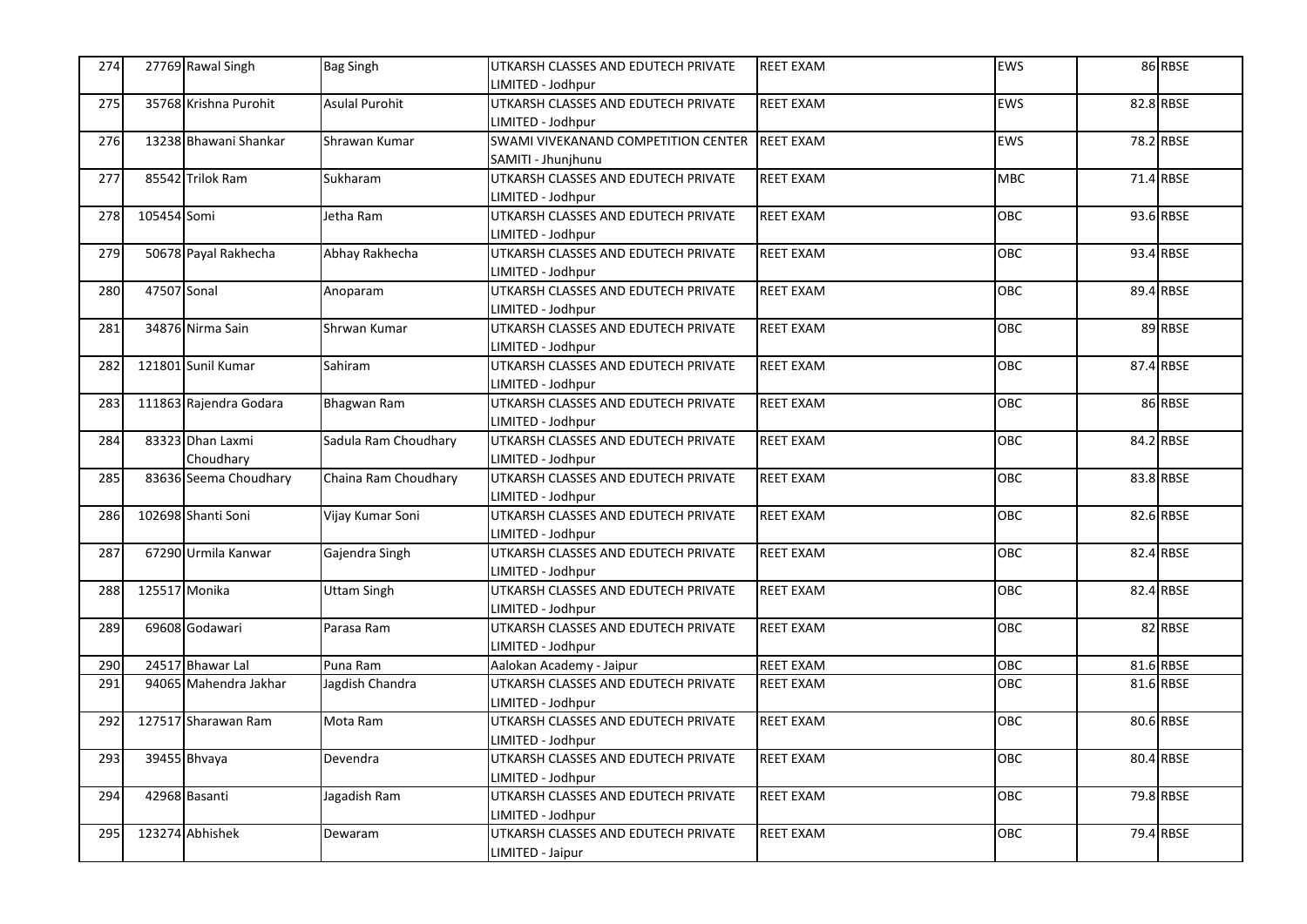| | | | | | | | | |
|---|---|---|---|---|---|---|---|---|
| 274 | 27769 | Rawal Singh | Bag Singh | UTKARSH CLASSES AND EDUTECH PRIVATE LIMITED - Jodhpur | REET EXAM | EWS | 86 | RBSE |
| 275 | 35768 | Krishna Purohit | Asulal Purohit | UTKARSH CLASSES AND EDUTECH PRIVATE LIMITED - Jodhpur | REET EXAM | EWS | 82.8 | RBSE |
| 276 | 13238 | Bhawani Shankar | Shrawan Kumar | SWAMI VIVEKANAND COMPETITION CENTER SAMITI - Jhunjhunu | REET EXAM | EWS | 78.2 | RBSE |
| 277 | 85542 | Trilok Ram | Sukharam | UTKARSH CLASSES AND EDUTECH PRIVATE LIMITED - Jodhpur | REET EXAM | MBC | 71.4 | RBSE |
| 278 | 105454 | Somi | Jetha Ram | UTKARSH CLASSES AND EDUTECH PRIVATE LIMITED - Jodhpur | REET EXAM | OBC | 93.6 | RBSE |
| 279 | 50678 | Payal Rakhecha | Abhay Rakhecha | UTKARSH CLASSES AND EDUTECH PRIVATE LIMITED - Jodhpur | REET EXAM | OBC | 93.4 | RBSE |
| 280 | 47507 | Sonal | Anoparam | UTKARSH CLASSES AND EDUTECH PRIVATE LIMITED - Jodhpur | REET EXAM | OBC | 89.4 | RBSE |
| 281 | 34876 | Nirma Sain | Shrwan Kumar | UTKARSH CLASSES AND EDUTECH PRIVATE LIMITED - Jodhpur | REET EXAM | OBC | 89 | RBSE |
| 282 | 121801 | Sunil Kumar | Sahiram | UTKARSH CLASSES AND EDUTECH PRIVATE LIMITED - Jodhpur | REET EXAM | OBC | 87.4 | RBSE |
| 283 | 111863 | Rajendra Godara | Bhagwan Ram | UTKARSH CLASSES AND EDUTECH PRIVATE LIMITED - Jodhpur | REET EXAM | OBC | 86 | RBSE |
| 284 | 83323 | Dhan Laxmi Choudhary | Sadula Ram Choudhary | UTKARSH CLASSES AND EDUTECH PRIVATE LIMITED - Jodhpur | REET EXAM | OBC | 84.2 | RBSE |
| 285 | 83636 | Seema Choudhary | Chaina Ram Choudhary | UTKARSH CLASSES AND EDUTECH PRIVATE LIMITED - Jodhpur | REET EXAM | OBC | 83.8 | RBSE |
| 286 | 102698 | Shanti Soni | Vijay Kumar Soni | UTKARSH CLASSES AND EDUTECH PRIVATE LIMITED - Jodhpur | REET EXAM | OBC | 82.6 | RBSE |
| 287 | 67290 | Urmila Kanwar | Gajendra Singh | UTKARSH CLASSES AND EDUTECH PRIVATE LIMITED - Jodhpur | REET EXAM | OBC | 82.4 | RBSE |
| 288 | 125517 | Monika | Uttam Singh | UTKARSH CLASSES AND EDUTECH PRIVATE LIMITED - Jodhpur | REET EXAM | OBC | 82.4 | RBSE |
| 289 | 69608 | Godawari | Parasa Ram | UTKARSH CLASSES AND EDUTECH PRIVATE LIMITED - Jodhpur | REET EXAM | OBC | 82 | RBSE |
| 290 | 24517 | Bhawar Lal | Puna Ram | Aalokan Academy - Jaipur | REET EXAM | OBC | 81.6 | RBSE |
| 291 | 94065 | Mahendra Jakhar | Jagdish Chandra | UTKARSH CLASSES AND EDUTECH PRIVATE LIMITED - Jodhpur | REET EXAM | OBC | 81.6 | RBSE |
| 292 | 127517 | Sharawan Ram | Mota Ram | UTKARSH CLASSES AND EDUTECH PRIVATE LIMITED - Jodhpur | REET EXAM | OBC | 80.6 | RBSE |
| 293 | 39455 | Bhvaya | Devendra | UTKARSH CLASSES AND EDUTECH PRIVATE LIMITED - Jodhpur | REET EXAM | OBC | 80.4 | RBSE |
| 294 | 42968 | Basanti | Jagadish Ram | UTKARSH CLASSES AND EDUTECH PRIVATE LIMITED - Jodhpur | REET EXAM | OBC | 79.8 | RBSE |
| 295 | 123274 | Abhishek | Dewaram | UTKARSH CLASSES AND EDUTECH PRIVATE LIMITED - Jaipur | REET EXAM | OBC | 79.4 | RBSE |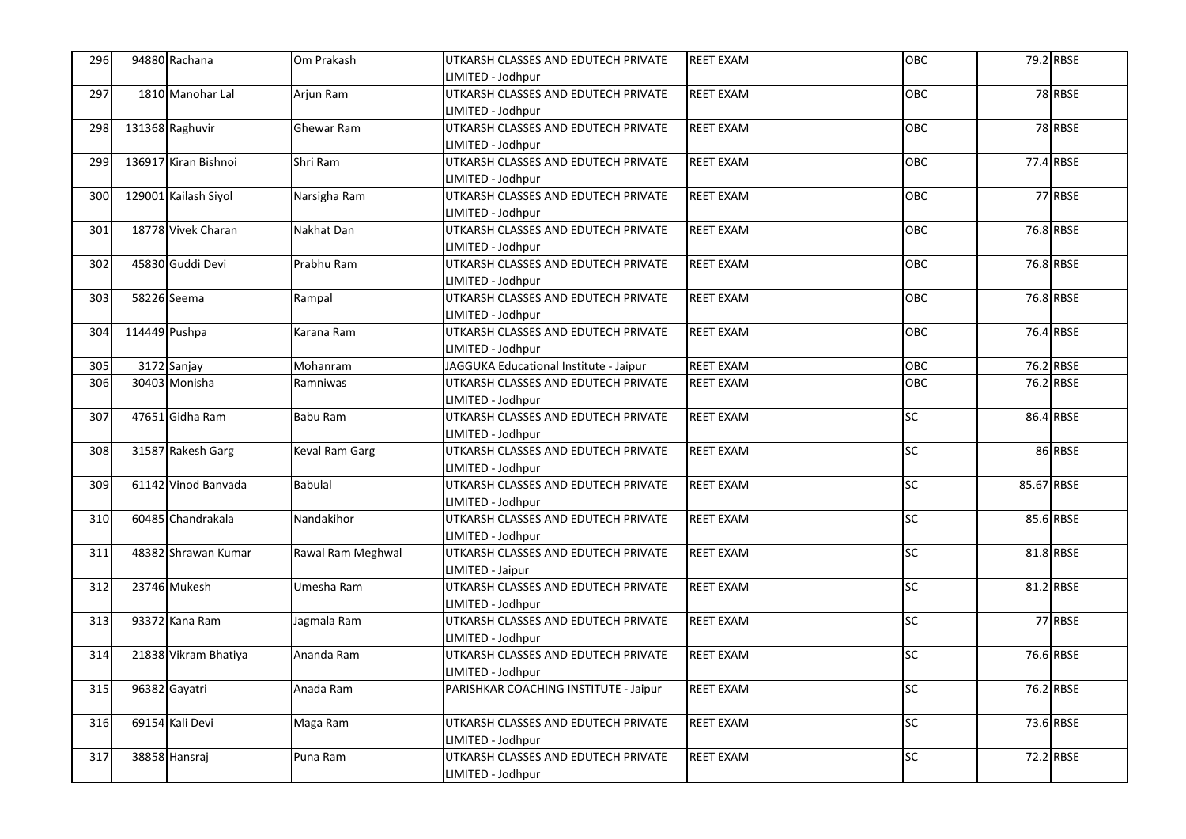| | | | | | | | | |
|---|---|---|---|---|---|---|---|---|
| 296 | 94880 | Rachana | Om Prakash | UTKARSH CLASSES AND EDUTECH PRIVATE LIMITED - Jodhpur | REET EXAM | OBC | 79.2 | RBSE |
| 297 | 1810 | Manohar Lal | Arjun Ram | UTKARSH CLASSES AND EDUTECH PRIVATE LIMITED - Jodhpur | REET EXAM | OBC | 78 | RBSE |
| 298 | 131368 | Raghuvir | Ghewar Ram | UTKARSH CLASSES AND EDUTECH PRIVATE LIMITED - Jodhpur | REET EXAM | OBC | 78 | RBSE |
| 299 | 136917 | Kiran Bishnoi | Shri Ram | UTKARSH CLASSES AND EDUTECH PRIVATE LIMITED - Jodhpur | REET EXAM | OBC | 77.4 | RBSE |
| 300 | 129001 | Kailash Siyol | Narsigha Ram | UTKARSH CLASSES AND EDUTECH PRIVATE LIMITED - Jodhpur | REET EXAM | OBC | 77 | RBSE |
| 301 | 18778 | Vivek Charan | Nakhat Dan | UTKARSH CLASSES AND EDUTECH PRIVATE LIMITED - Jodhpur | REET EXAM | OBC | 76.8 | RBSE |
| 302 | 45830 | Guddi Devi | Prabhu Ram | UTKARSH CLASSES AND EDUTECH PRIVATE LIMITED - Jodhpur | REET EXAM | OBC | 76.8 | RBSE |
| 303 | 58226 | Seema | Rampal | UTKARSH CLASSES AND EDUTECH PRIVATE LIMITED - Jodhpur | REET EXAM | OBC | 76.8 | RBSE |
| 304 | 114449 | Pushpa | Karana Ram | UTKARSH CLASSES AND EDUTECH PRIVATE LIMITED - Jodhpur | REET EXAM | OBC | 76.4 | RBSE |
| 305 | 3172 | Sanjay | Mohanram | JAGGUKA Educational Institute - Jaipur | REET EXAM | OBC | 76.2 | RBSE |
| 306 | 30403 | Monisha | Ramniwas | UTKARSH CLASSES AND EDUTECH PRIVATE LIMITED - Jodhpur | REET EXAM | OBC | 76.2 | RBSE |
| 307 | 47651 | Gidha Ram | Babu Ram | UTKARSH CLASSES AND EDUTECH PRIVATE LIMITED - Jodhpur | REET EXAM | SC | 86.4 | RBSE |
| 308 | 31587 | Rakesh Garg | Keval Ram Garg | UTKARSH CLASSES AND EDUTECH PRIVATE LIMITED - Jodhpur | REET EXAM | SC | 86 | RBSE |
| 309 | 61142 | Vinod Banvada | Babulal | UTKARSH CLASSES AND EDUTECH PRIVATE LIMITED - Jodhpur | REET EXAM | SC | 85.67 | RBSE |
| 310 | 60485 | Chandrakala | Nandakihor | UTKARSH CLASSES AND EDUTECH PRIVATE LIMITED - Jodhpur | REET EXAM | SC | 85.6 | RBSE |
| 311 | 48382 | Shrawan Kumar | Rawal Ram Meghwal | UTKARSH CLASSES AND EDUTECH PRIVATE LIMITED - Jaipur | REET EXAM | SC | 81.8 | RBSE |
| 312 | 23746 | Mukesh | Umesha Ram | UTKARSH CLASSES AND EDUTECH PRIVATE LIMITED - Jodhpur | REET EXAM | SC | 81.2 | RBSE |
| 313 | 93372 | Kana Ram | Jagmala Ram | UTKARSH CLASSES AND EDUTECH PRIVATE LIMITED - Jodhpur | REET EXAM | SC | 77 | RBSE |
| 314 | 21838 | Vikram Bhatiya | Ananda Ram | UTKARSH CLASSES AND EDUTECH PRIVATE LIMITED - Jodhpur | REET EXAM | SC | 76.6 | RBSE |
| 315 | 96382 | Gayatri | Anada Ram | PARISHKAR COACHING INSTITUTE - Jaipur | REET EXAM | SC | 76.2 | RBSE |
| 316 | 69154 | Kali Devi | Maga Ram | UTKARSH CLASSES AND EDUTECH PRIVATE LIMITED - Jodhpur | REET EXAM | SC | 73.6 | RBSE |
| 317 | 38858 | Hansraj | Puna Ram | UTKARSH CLASSES AND EDUTECH PRIVATE LIMITED - Jodhpur | REET EXAM | SC | 72.2 | RBSE |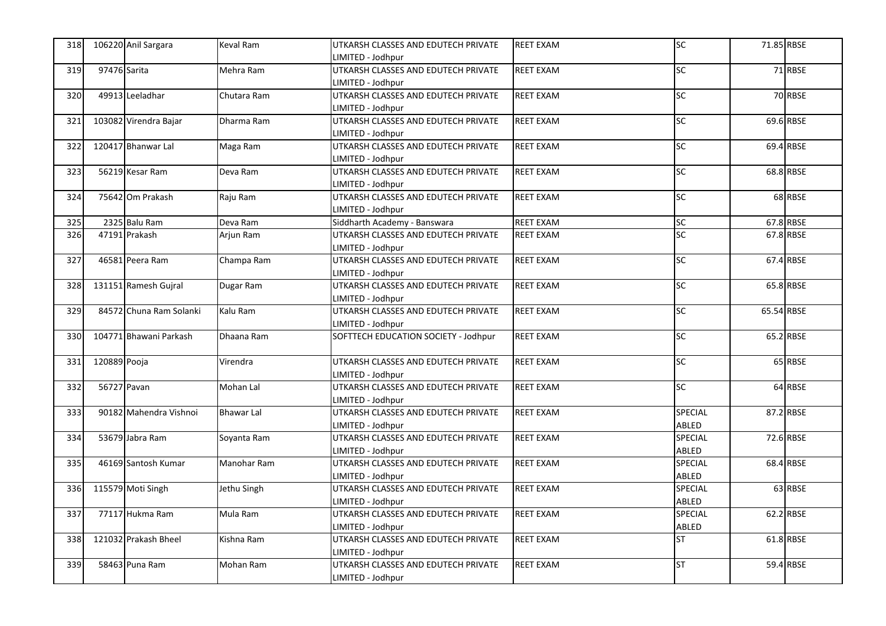| 318 | 106220 | Anil Sargara | Keval Ram | UTKARSH CLASSES AND EDUTECH PRIVATE LIMITED - Jodhpur | REET EXAM | SC | 71.85 | RBSE |
|---|---|---|---|---|---|---|---|---|
| 319 | 97476 | Sarita | Mehra Ram | UTKARSH CLASSES AND EDUTECH PRIVATE LIMITED - Jodhpur | REET EXAM | SC | 71 | RBSE |
| 320 | 49913 | Leeladhar | Chutara Ram | UTKARSH CLASSES AND EDUTECH PRIVATE LIMITED - Jodhpur | REET EXAM | SC | 70 | RBSE |
| 321 | 103082 | Virendra Bajar | Dharma Ram | UTKARSH CLASSES AND EDUTECH PRIVATE LIMITED - Jodhpur | REET EXAM | SC | 69.6 | RBSE |
| 322 | 120417 | Bhanwar Lal | Maga Ram | UTKARSH CLASSES AND EDUTECH PRIVATE LIMITED - Jodhpur | REET EXAM | SC | 69.4 | RBSE |
| 323 | 56219 | Kesar Ram | Deva Ram | UTKARSH CLASSES AND EDUTECH PRIVATE LIMITED - Jodhpur | REET EXAM | SC | 68.8 | RBSE |
| 324 | 75642 | Om Prakash | Raju Ram | UTKARSH CLASSES AND EDUTECH PRIVATE LIMITED - Jodhpur | REET EXAM | SC | 68 | RBSE |
| 325 | 2325 | Balu Ram | Deva Ram | Siddharth Academy - Banswara | REET EXAM | SC | 67.8 | RBSE |
| 326 | 47191 | Prakash | Arjun Ram | UTKARSH CLASSES AND EDUTECH PRIVATE LIMITED - Jodhpur | REET EXAM | SC | 67.8 | RBSE |
| 327 | 46581 | Peera Ram | Champa Ram | UTKARSH CLASSES AND EDUTECH PRIVATE LIMITED - Jodhpur | REET EXAM | SC | 67.4 | RBSE |
| 328 | 131151 | Ramesh Gujral | Dugar Ram | UTKARSH CLASSES AND EDUTECH PRIVATE LIMITED - Jodhpur | REET EXAM | SC | 65.8 | RBSE |
| 329 | 84572 | Chuna Ram Solanki | Kalu Ram | UTKARSH CLASSES AND EDUTECH PRIVATE LIMITED - Jodhpur | REET EXAM | SC | 65.54 | RBSE |
| 330 | 104771 | Bhawani Parkash | Dhaana Ram | SOFTTECH EDUCATION SOCIETY - Jodhpur | REET EXAM | SC | 65.2 | RBSE |
| 331 | 120889 | Pooja | Virendra | UTKARSH CLASSES AND EDUTECH PRIVATE LIMITED - Jodhpur | REET EXAM | SC | 65 | RBSE |
| 332 | 56727 | Pavan | Mohan Lal | UTKARSH CLASSES AND EDUTECH PRIVATE LIMITED - Jodhpur | REET EXAM | SC | 64 | RBSE |
| 333 | 90182 | Mahendra Vishnoi | Bhawar Lal | UTKARSH CLASSES AND EDUTECH PRIVATE LIMITED - Jodhpur | REET EXAM | SPECIAL ABLED | 87.2 | RBSE |
| 334 | 53679 | Jabra Ram | Soyanta Ram | UTKARSH CLASSES AND EDUTECH PRIVATE LIMITED - Jodhpur | REET EXAM | SPECIAL ABLED | 72.6 | RBSE |
| 335 | 46169 | Santosh Kumar | Manohar Ram | UTKARSH CLASSES AND EDUTECH PRIVATE LIMITED - Jodhpur | REET EXAM | SPECIAL ABLED | 68.4 | RBSE |
| 336 | 115579 | Moti Singh | Jethu Singh | UTKARSH CLASSES AND EDUTECH PRIVATE LIMITED - Jodhpur | REET EXAM | SPECIAL ABLED | 63 | RBSE |
| 337 | 77117 | Hukma Ram | Mula Ram | UTKARSH CLASSES AND EDUTECH PRIVATE LIMITED - Jodhpur | REET EXAM | SPECIAL ABLED | 62.2 | RBSE |
| 338 | 121032 | Prakash Bheel | Kishna Ram | UTKARSH CLASSES AND EDUTECH PRIVATE LIMITED - Jodhpur | REET EXAM | ST | 61.8 | RBSE |
| 339 | 58463 | Puna Ram | Mohan Ram | UTKARSH CLASSES AND EDUTECH PRIVATE LIMITED - Jodhpur | REET EXAM | ST | 59.4 | RBSE |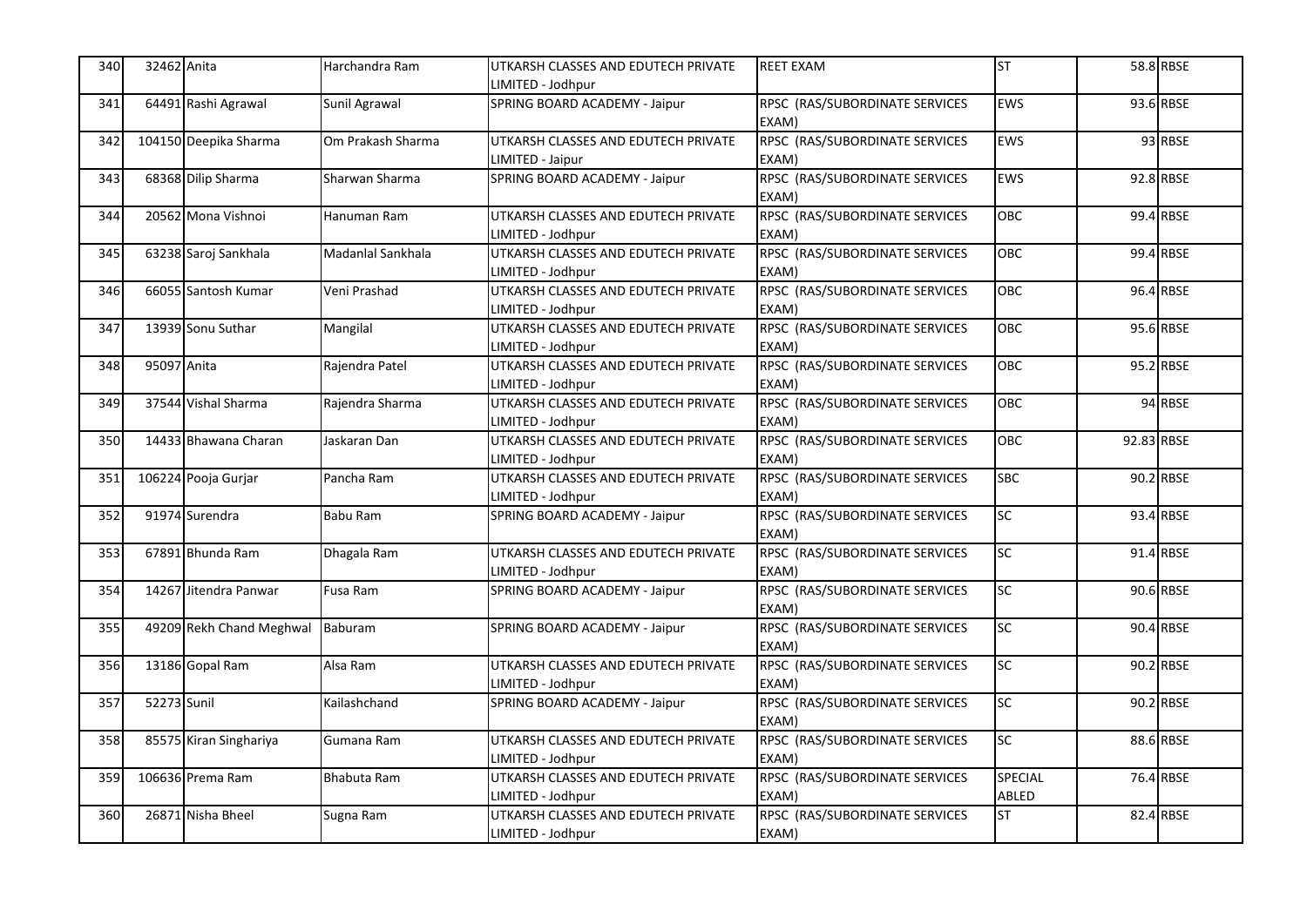| | | | | | | | | |
|---|---|---|---|---|---|---|---|---|
| 340 | 32462 | Anita | Harchandra Ram | UTKARSH CLASSES AND EDUTECH PRIVATE LIMITED - Jodhpur | REET EXAM | ST | 58.8 | RBSE |
| 341 | 64491 | Rashi Agrawal | Sunil Agrawal | SPRING BOARD ACADEMY - Jaipur | RPSC (RAS/SUBORDINATE SERVICES EXAM) | EWS | 93.6 | RBSE |
| 342 | 104150 | Deepika Sharma | Om Prakash Sharma | UTKARSH CLASSES AND EDUTECH PRIVATE LIMITED - Jaipur | RPSC (RAS/SUBORDINATE SERVICES EXAM) | EWS | 93 | RBSE |
| 343 | 68368 | Dilip Sharma | Sharwan Sharma | SPRING BOARD ACADEMY - Jaipur | RPSC (RAS/SUBORDINATE SERVICES EXAM) | EWS | 92.8 | RBSE |
| 344 | 20562 | Mona Vishnoi | Hanuman Ram | UTKARSH CLASSES AND EDUTECH PRIVATE LIMITED - Jodhpur | RPSC (RAS/SUBORDINATE SERVICES EXAM) | OBC | 99.4 | RBSE |
| 345 | 63238 | Saroj Sankhala | Madanlal Sankhala | UTKARSH CLASSES AND EDUTECH PRIVATE LIMITED - Jodhpur | RPSC (RAS/SUBORDINATE SERVICES EXAM) | OBC | 99.4 | RBSE |
| 346 | 66055 | Santosh Kumar | Veni Prashad | UTKARSH CLASSES AND EDUTECH PRIVATE LIMITED - Jodhpur | RPSC (RAS/SUBORDINATE SERVICES EXAM) | OBC | 96.4 | RBSE |
| 347 | 13939 | Sonu Suthar | Mangilal | UTKARSH CLASSES AND EDUTECH PRIVATE LIMITED - Jodhpur | RPSC (RAS/SUBORDINATE SERVICES EXAM) | OBC | 95.6 | RBSE |
| 348 | 95097 | Anita | Rajendra Patel | UTKARSH CLASSES AND EDUTECH PRIVATE LIMITED - Jodhpur | RPSC (RAS/SUBORDINATE SERVICES EXAM) | OBC | 95.2 | RBSE |
| 349 | 37544 | Vishal Sharma | Rajendra Sharma | UTKARSH CLASSES AND EDUTECH PRIVATE LIMITED - Jodhpur | RPSC (RAS/SUBORDINATE SERVICES EXAM) | OBC | 94 | RBSE |
| 350 | 14433 | Bhawana Charan | Jaskaran Dan | UTKARSH CLASSES AND EDUTECH PRIVATE LIMITED - Jodhpur | RPSC (RAS/SUBORDINATE SERVICES EXAM) | OBC | 92.83 | RBSE |
| 351 | 106224 | Pooja Gurjar | Pancha Ram | UTKARSH CLASSES AND EDUTECH PRIVATE LIMITED - Jodhpur | RPSC (RAS/SUBORDINATE SERVICES EXAM) | SBC | 90.2 | RBSE |
| 352 | 91974 | Surendra | Babu Ram | SPRING BOARD ACADEMY - Jaipur | RPSC (RAS/SUBORDINATE SERVICES EXAM) | SC | 93.4 | RBSE |
| 353 | 67891 | Bhunda Ram | Dhagala Ram | UTKARSH CLASSES AND EDUTECH PRIVATE LIMITED - Jodhpur | RPSC (RAS/SUBORDINATE SERVICES EXAM) | SC | 91.4 | RBSE |
| 354 | 14267 | Jitendra Panwar | Fusa Ram | SPRING BOARD ACADEMY - Jaipur | RPSC (RAS/SUBORDINATE SERVICES EXAM) | SC | 90.6 | RBSE |
| 355 | 49209 | Rekh Chand Meghwal | Baburam | SPRING BOARD ACADEMY - Jaipur | RPSC (RAS/SUBORDINATE SERVICES EXAM) | SC | 90.4 | RBSE |
| 356 | 13186 | Gopal Ram | Alsa Ram | UTKARSH CLASSES AND EDUTECH PRIVATE LIMITED - Jodhpur | RPSC (RAS/SUBORDINATE SERVICES EXAM) | SC | 90.2 | RBSE |
| 357 | 52273 | Sunil | Kailashchand | SPRING BOARD ACADEMY - Jaipur | RPSC (RAS/SUBORDINATE SERVICES EXAM) | SC | 90.2 | RBSE |
| 358 | 85575 | Kiran Singhariya | Gumana Ram | UTKARSH CLASSES AND EDUTECH PRIVATE LIMITED - Jodhpur | RPSC (RAS/SUBORDINATE SERVICES EXAM) | SC | 88.6 | RBSE |
| 359 | 106636 | Prema Ram | Bhabuta Ram | UTKARSH CLASSES AND EDUTECH PRIVATE LIMITED - Jodhpur | RPSC (RAS/SUBORDINATE SERVICES EXAM) | SPECIAL ABLED | 76.4 | RBSE |
| 360 | 26871 | Nisha Bheel | Sugna Ram | UTKARSH CLASSES AND EDUTECH PRIVATE LIMITED - Jodhpur | RPSC (RAS/SUBORDINATE SERVICES EXAM) | ST | 82.4 | RBSE |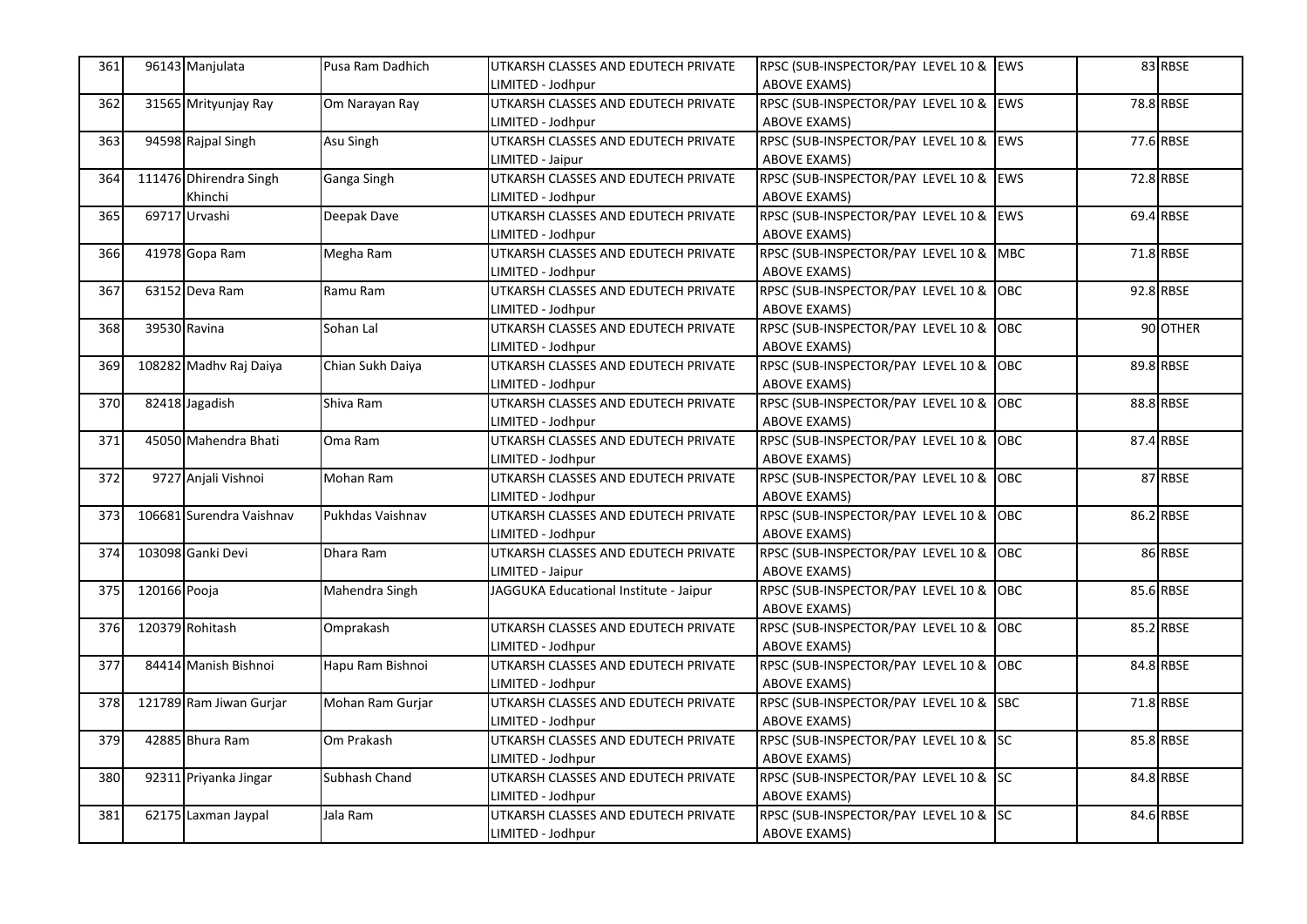| | | | | | | | | | |
|---|---|---|---|---|---|---|---|---|---|
| 361 | 96143 | Manjulata | Pusa Ram Dadhich | UTKARSH CLASSES AND EDUTECH PRIVATE LIMITED - Jodhpur | RPSC (SUB-INSPECTOR/PAY LEVEL 10 & ABOVE EXAMS) | EWS | | 83 | RBSE |
| 362 | 31565 | Mrityunjay Ray | Om Narayan Ray | UTKARSH CLASSES AND EDUTECH PRIVATE LIMITED - Jodhpur | RPSC (SUB-INSPECTOR/PAY LEVEL 10 & ABOVE EXAMS) | EWS | | 78.8 | RBSE |
| 363 | 94598 | Rajpal Singh | Asu Singh | UTKARSH CLASSES AND EDUTECH PRIVATE LIMITED - Jaipur | RPSC (SUB-INSPECTOR/PAY LEVEL 10 & ABOVE EXAMS) | EWS | | 77.6 | RBSE |
| 364 | 111476 | Dhirendra Singh Khinchi | Ganga Singh | UTKARSH CLASSES AND EDUTECH PRIVATE LIMITED - Jodhpur | RPSC (SUB-INSPECTOR/PAY LEVEL 10 & ABOVE EXAMS) | EWS | | 72.8 | RBSE |
| 365 | 69717 | Urvashi | Deepak Dave | UTKARSH CLASSES AND EDUTECH PRIVATE LIMITED - Jodhpur | RPSC (SUB-INSPECTOR/PAY LEVEL 10 & ABOVE EXAMS) | EWS | | 69.4 | RBSE |
| 366 | 41978 | Gopa Ram | Megha Ram | UTKARSH CLASSES AND EDUTECH PRIVATE LIMITED - Jodhpur | RPSC (SUB-INSPECTOR/PAY LEVEL 10 & ABOVE EXAMS) | MBC | | 71.8 | RBSE |
| 367 | 63152 | Deva Ram | Ramu Ram | UTKARSH CLASSES AND EDUTECH PRIVATE LIMITED - Jodhpur | RPSC (SUB-INSPECTOR/PAY LEVEL 10 & ABOVE EXAMS) | OBC | | 92.8 | RBSE |
| 368 | 39530 | Ravina | Sohan Lal | UTKARSH CLASSES AND EDUTECH PRIVATE LIMITED - Jodhpur | RPSC (SUB-INSPECTOR/PAY LEVEL 10 & ABOVE EXAMS) | OBC | | 90 | OTHER |
| 369 | 108282 | Madhv Raj Daiya | Chian Sukh Daiya | UTKARSH CLASSES AND EDUTECH PRIVATE LIMITED - Jodhpur | RPSC (SUB-INSPECTOR/PAY LEVEL 10 & ABOVE EXAMS) | OBC | | 89.8 | RBSE |
| 370 | 82418 | Jagadish | Shiva Ram | UTKARSH CLASSES AND EDUTECH PRIVATE LIMITED - Jodhpur | RPSC (SUB-INSPECTOR/PAY LEVEL 10 & ABOVE EXAMS) | OBC | | 88.8 | RBSE |
| 371 | 45050 | Mahendra Bhati | Oma Ram | UTKARSH CLASSES AND EDUTECH PRIVATE LIMITED - Jodhpur | RPSC (SUB-INSPECTOR/PAY LEVEL 10 & ABOVE EXAMS) | OBC | | 87.4 | RBSE |
| 372 | 9727 | Anjali Vishnoi | Mohan Ram | UTKARSH CLASSES AND EDUTECH PRIVATE LIMITED - Jodhpur | RPSC (SUB-INSPECTOR/PAY LEVEL 10 & ABOVE EXAMS) | OBC | | 87 | RBSE |
| 373 | 106681 | Surendra Vaishnav | Pukhdas Vaishnav | UTKARSH CLASSES AND EDUTECH PRIVATE LIMITED - Jodhpur | RPSC (SUB-INSPECTOR/PAY LEVEL 10 & ABOVE EXAMS) | OBC | | 86.2 | RBSE |
| 374 | 103098 | Ganki Devi | Dhara Ram | UTKARSH CLASSES AND EDUTECH PRIVATE LIMITED - Jaipur | RPSC (SUB-INSPECTOR/PAY LEVEL 10 & ABOVE EXAMS) | OBC | | 86 | RBSE |
| 375 | 120166 | Pooja | Mahendra Singh | JAGGUKA Educational Institute - Jaipur | RPSC (SUB-INSPECTOR/PAY LEVEL 10 & ABOVE EXAMS) | OBC | | 85.6 | RBSE |
| 376 | 120379 | Rohitash | Omprakash | UTKARSH CLASSES AND EDUTECH PRIVATE LIMITED - Jodhpur | RPSC (SUB-INSPECTOR/PAY LEVEL 10 & ABOVE EXAMS) | OBC | | 85.2 | RBSE |
| 377 | 84414 | Manish Bishnoi | Hapu Ram Bishnoi | UTKARSH CLASSES AND EDUTECH PRIVATE LIMITED - Jodhpur | RPSC (SUB-INSPECTOR/PAY LEVEL 10 & ABOVE EXAMS) | OBC | | 84.8 | RBSE |
| 378 | 121789 | Ram Jiwan Gurjar | Mohan Ram Gurjar | UTKARSH CLASSES AND EDUTECH PRIVATE LIMITED - Jodhpur | RPSC (SUB-INSPECTOR/PAY LEVEL 10 & ABOVE EXAMS) | SBC | | 71.8 | RBSE |
| 379 | 42885 | Bhura Ram | Om Prakash | UTKARSH CLASSES AND EDUTECH PRIVATE LIMITED - Jodhpur | RPSC (SUB-INSPECTOR/PAY LEVEL 10 & ABOVE EXAMS) | SC | | 85.8 | RBSE |
| 380 | 92311 | Priyanka Jingar | Subhash Chand | UTKARSH CLASSES AND EDUTECH PRIVATE LIMITED - Jodhpur | RPSC (SUB-INSPECTOR/PAY LEVEL 10 & ABOVE EXAMS) | SC | | 84.8 | RBSE |
| 381 | 62175 | Laxman Jaypal | Jala Ram | UTKARSH CLASSES AND EDUTECH PRIVATE LIMITED - Jodhpur | RPSC (SUB-INSPECTOR/PAY LEVEL 10 & ABOVE EXAMS) | SC | | 84.6 | RBSE |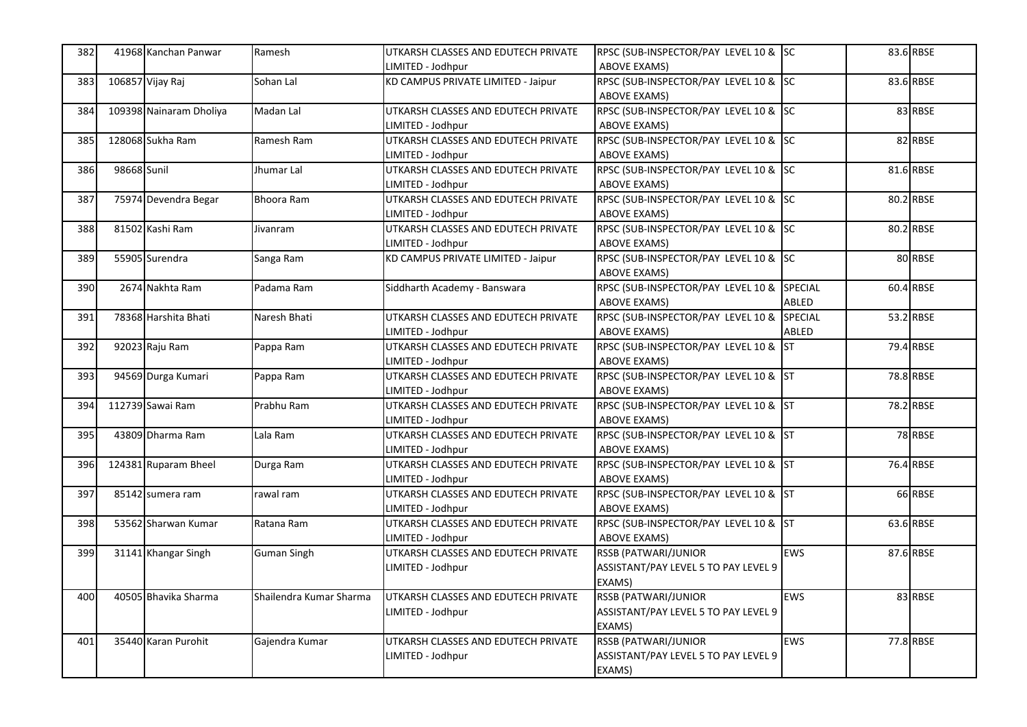| | | | | | | | | |
|---|---|---|---|---|---|---|---|---|
| 382 | 41968 | Kanchan Panwar | Ramesh | UTKARSH CLASSES AND EDUTECH PRIVATE LIMITED - Jodhpur | RPSC (SUB-INSPECTOR/PAY LEVEL 10 & ABOVE EXAMS) | SC | 83.6 | RBSE |
| 383 | 106857 | Vijay Raj | Sohan Lal | KD CAMPUS PRIVATE LIMITED - Jaipur | RPSC (SUB-INSPECTOR/PAY LEVEL 10 & ABOVE EXAMS) | SC | 83.6 | RBSE |
| 384 | 109398 | Nainaram Dholiya | Madan Lal | UTKARSH CLASSES AND EDUTECH PRIVATE LIMITED - Jodhpur | RPSC (SUB-INSPECTOR/PAY LEVEL 10 & ABOVE EXAMS) | SC | 83 | RBSE |
| 385 | 128068 | Sukha Ram | Ramesh Ram | UTKARSH CLASSES AND EDUTECH PRIVATE LIMITED - Jodhpur | RPSC (SUB-INSPECTOR/PAY LEVEL 10 & ABOVE EXAMS) | SC | 82 | RBSE |
| 386 | 98668 | Sunil | Jhumar Lal | UTKARSH CLASSES AND EDUTECH PRIVATE LIMITED - Jodhpur | RPSC (SUB-INSPECTOR/PAY LEVEL 10 & ABOVE EXAMS) | SC | 81.6 | RBSE |
| 387 | 75974 | Devendra Begar | Bhoora Ram | UTKARSH CLASSES AND EDUTECH PRIVATE LIMITED - Jodhpur | RPSC (SUB-INSPECTOR/PAY LEVEL 10 & ABOVE EXAMS) | SC | 80.2 | RBSE |
| 388 | 81502 | Kashi Ram | Jivanram | UTKARSH CLASSES AND EDUTECH PRIVATE LIMITED - Jodhpur | RPSC (SUB-INSPECTOR/PAY LEVEL 10 & ABOVE EXAMS) | SC | 80.2 | RBSE |
| 389 | 55905 | Surendra | Sanga Ram | KD CAMPUS PRIVATE LIMITED - Jaipur | RPSC (SUB-INSPECTOR/PAY LEVEL 10 & ABOVE EXAMS) | SC | 80 | RBSE |
| 390 | 2674 | Nakhta Ram | Padama Ram | Siddharth Academy - Banswara | RPSC (SUB-INSPECTOR/PAY LEVEL 10 & ABOVE EXAMS) | SPECIAL ABLED | 60.4 | RBSE |
| 391 | 78368 | Harshita Bhati | Naresh Bhati | UTKARSH CLASSES AND EDUTECH PRIVATE LIMITED - Jodhpur | RPSC (SUB-INSPECTOR/PAY LEVEL 10 & ABOVE EXAMS) | SPECIAL ABLED | 53.2 | RBSE |
| 392 | 92023 | Raju Ram | Pappa Ram | UTKARSH CLASSES AND EDUTECH PRIVATE LIMITED - Jodhpur | RPSC (SUB-INSPECTOR/PAY LEVEL 10 & ABOVE EXAMS) | ST | 79.4 | RBSE |
| 393 | 94569 | Durga Kumari | Pappa Ram | UTKARSH CLASSES AND EDUTECH PRIVATE LIMITED - Jodhpur | RPSC (SUB-INSPECTOR/PAY LEVEL 10 & ABOVE EXAMS) | ST | 78.8 | RBSE |
| 394 | 112739 | Sawai Ram | Prabhu Ram | UTKARSH CLASSES AND EDUTECH PRIVATE LIMITED - Jodhpur | RPSC (SUB-INSPECTOR/PAY LEVEL 10 & ABOVE EXAMS) | ST | 78.2 | RBSE |
| 395 | 43809 | Dharma Ram | Lala Ram | UTKARSH CLASSES AND EDUTECH PRIVATE LIMITED - Jodhpur | RPSC (SUB-INSPECTOR/PAY LEVEL 10 & ABOVE EXAMS) | ST | 78 | RBSE |
| 396 | 124381 | Ruparam Bheel | Durga Ram | UTKARSH CLASSES AND EDUTECH PRIVATE LIMITED - Jodhpur | RPSC (SUB-INSPECTOR/PAY LEVEL 10 & ABOVE EXAMS) | ST | 76.4 | RBSE |
| 397 | 85142 | sumera ram | rawal ram | UTKARSH CLASSES AND EDUTECH PRIVATE LIMITED - Jodhpur | RPSC (SUB-INSPECTOR/PAY LEVEL 10 & ABOVE EXAMS) | ST | 66 | RBSE |
| 398 | 53562 | Sharwan Kumar | Ratana Ram | UTKARSH CLASSES AND EDUTECH PRIVATE LIMITED - Jodhpur | RPSC (SUB-INSPECTOR/PAY LEVEL 10 & ABOVE EXAMS) | ST | 63.6 | RBSE |
| 399 | 31141 | Khangar Singh | Guman Singh | UTKARSH CLASSES AND EDUTECH PRIVATE LIMITED - Jodhpur | RSSB (PATWARI/JUNIOR ASSISTANT/PAY LEVEL 5 TO PAY LEVEL 9 EXAMS) | EWS | 87.6 | RBSE |
| 400 | 40505 | Bhavika Sharma | Shailendra Kumar Sharma | UTKARSH CLASSES AND EDUTECH PRIVATE LIMITED - Jodhpur | RSSB (PATWARI/JUNIOR ASSISTANT/PAY LEVEL 5 TO PAY LEVEL 9 EXAMS) | EWS | 83 | RBSE |
| 401 | 35440 | Karan Purohit | Gajendra Kumar | UTKARSH CLASSES AND EDUTECH PRIVATE LIMITED - Jodhpur | RSSB (PATWARI/JUNIOR ASSISTANT/PAY LEVEL 5 TO PAY LEVEL 9 EXAMS) | EWS | 77.8 | RBSE |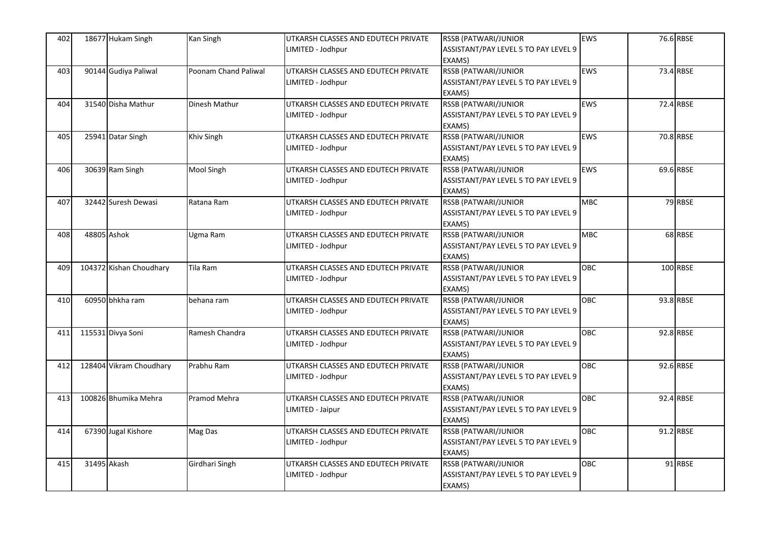| | | | | | | | | |
|---|---|---|---|---|---|---|---|---|
| 402 | 18677 | Hukam Singh | Kan Singh | UTKARSH CLASSES AND EDUTECH PRIVATE LIMITED - Jodhpur | RSSB (PATWARI/JUNIOR ASSISTANT/PAY LEVEL 5 TO PAY LEVEL 9 EXAMS) | EWS | 76.6 | RBSE |
| 403 | 90144 | Gudiya Paliwal | Poonam Chand Paliwal | UTKARSH CLASSES AND EDUTECH PRIVATE LIMITED - Jodhpur | RSSB (PATWARI/JUNIOR ASSISTANT/PAY LEVEL 5 TO PAY LEVEL 9 EXAMS) | EWS | 73.4 | RBSE |
| 404 | 31540 | Disha Mathur | Dinesh Mathur | UTKARSH CLASSES AND EDUTECH PRIVATE LIMITED - Jodhpur | RSSB (PATWARI/JUNIOR ASSISTANT/PAY LEVEL 5 TO PAY LEVEL 9 EXAMS) | EWS | 72.4 | RBSE |
| 405 | 25941 | Datar Singh | Khiv Singh | UTKARSH CLASSES AND EDUTECH PRIVATE LIMITED - Jodhpur | RSSB (PATWARI/JUNIOR ASSISTANT/PAY LEVEL 5 TO PAY LEVEL 9 EXAMS) | EWS | 70.8 | RBSE |
| 406 | 30639 | Ram Singh | Mool Singh | UTKARSH CLASSES AND EDUTECH PRIVATE LIMITED - Jodhpur | RSSB (PATWARI/JUNIOR ASSISTANT/PAY LEVEL 5 TO PAY LEVEL 9 EXAMS) | EWS | 69.6 | RBSE |
| 407 | 32442 | Suresh Dewasi | Ratana Ram | UTKARSH CLASSES AND EDUTECH PRIVATE LIMITED - Jodhpur | RSSB (PATWARI/JUNIOR ASSISTANT/PAY LEVEL 5 TO PAY LEVEL 9 EXAMS) | MBC | 79 | RBSE |
| 408 | 48805 | Ashok | Ugma Ram | UTKARSH CLASSES AND EDUTECH PRIVATE LIMITED - Jodhpur | RSSB (PATWARI/JUNIOR ASSISTANT/PAY LEVEL 5 TO PAY LEVEL 9 EXAMS) | MBC | 68 | RBSE |
| 409 | 104372 | Kishan Choudhary | Tila Ram | UTKARSH CLASSES AND EDUTECH PRIVATE LIMITED - Jodhpur | RSSB (PATWARI/JUNIOR ASSISTANT/PAY LEVEL 5 TO PAY LEVEL 9 EXAMS) | OBC | 100 | RBSE |
| 410 | 60950 | bhkha ram | behana ram | UTKARSH CLASSES AND EDUTECH PRIVATE LIMITED - Jodhpur | RSSB (PATWARI/JUNIOR ASSISTANT/PAY LEVEL 5 TO PAY LEVEL 9 EXAMS) | OBC | 93.8 | RBSE |
| 411 | 115531 | Divya Soni | Ramesh Chandra | UTKARSH CLASSES AND EDUTECH PRIVATE LIMITED - Jodhpur | RSSB (PATWARI/JUNIOR ASSISTANT/PAY LEVEL 5 TO PAY LEVEL 9 EXAMS) | OBC | 92.8 | RBSE |
| 412 | 128404 | Vikram Choudhary | Prabhu Ram | UTKARSH CLASSES AND EDUTECH PRIVATE LIMITED - Jodhpur | RSSB (PATWARI/JUNIOR ASSISTANT/PAY LEVEL 5 TO PAY LEVEL 9 EXAMS) | OBC | 92.6 | RBSE |
| 413 | 100826 | Bhumika Mehra | Pramod Mehra | UTKARSH CLASSES AND EDUTECH PRIVATE LIMITED - Jaipur | RSSB (PATWARI/JUNIOR ASSISTANT/PAY LEVEL 5 TO PAY LEVEL 9 EXAMS) | OBC | 92.4 | RBSE |
| 414 | 67390 | Jugal Kishore | Mag Das | UTKARSH CLASSES AND EDUTECH PRIVATE LIMITED - Jodhpur | RSSB (PATWARI/JUNIOR ASSISTANT/PAY LEVEL 5 TO PAY LEVEL 9 EXAMS) | OBC | 91.2 | RBSE |
| 415 | 31495 | Akash | Girdhari Singh | UTKARSH CLASSES AND EDUTECH PRIVATE LIMITED - Jodhpur | RSSB (PATWARI/JUNIOR ASSISTANT/PAY LEVEL 5 TO PAY LEVEL 9 EXAMS) | OBC | 91 | RBSE |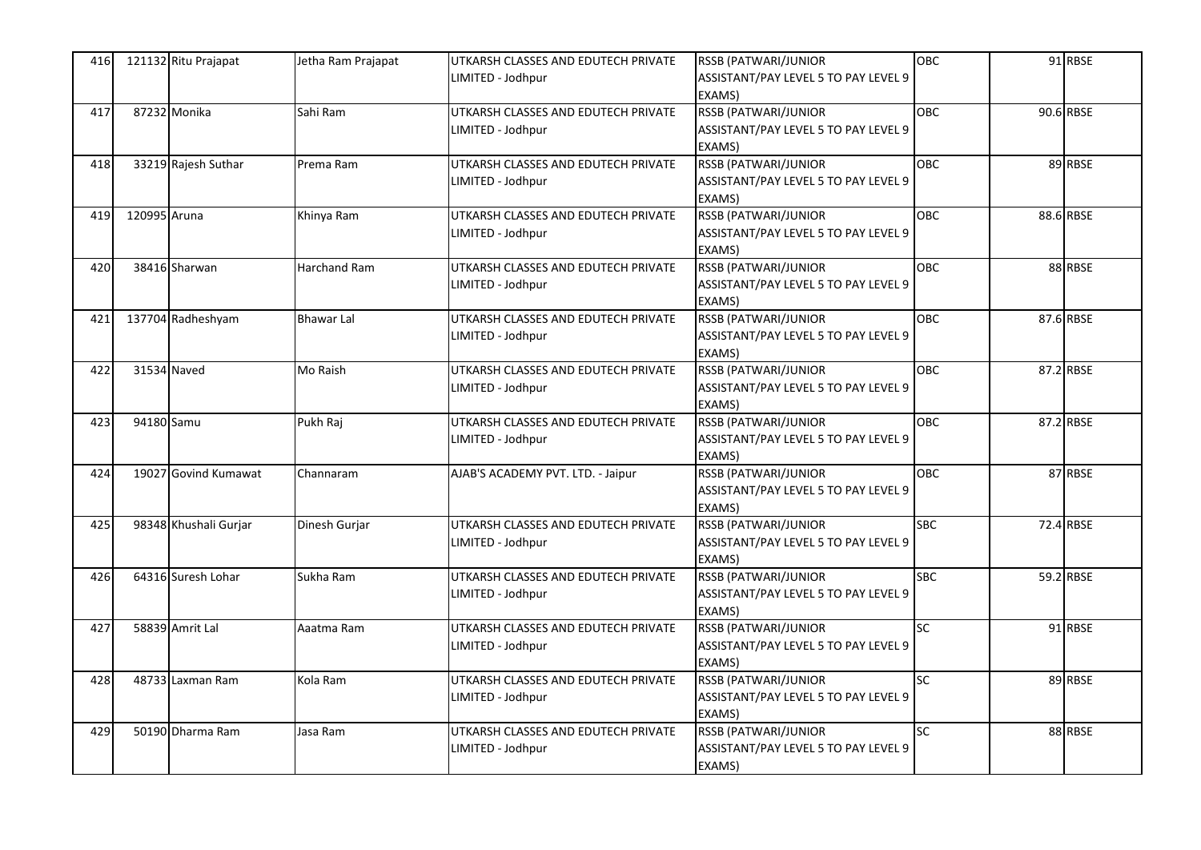| | | | | | | | | |
|---|---|---|---|---|---|---|---|---|
| 416 | 121132 | Ritu Prajapat | Jetha Ram Prajapat | UTKARSH CLASSES AND EDUTECH PRIVATE LIMITED - Jodhpur | RSSB (PATWARI/JUNIOR ASSISTANT/PAY LEVEL 5 TO PAY LEVEL 9 EXAMS) | OBC | 91 | RBSE |
| 417 | 87232 | Monika | Sahi Ram | UTKARSH CLASSES AND EDUTECH PRIVATE LIMITED - Jodhpur | RSSB (PATWARI/JUNIOR ASSISTANT/PAY LEVEL 5 TO PAY LEVEL 9 EXAMS) | OBC | 90.6 | RBSE |
| 418 | 33219 | Rajesh Suthar | Prema Ram | UTKARSH CLASSES AND EDUTECH PRIVATE LIMITED - Jodhpur | RSSB (PATWARI/JUNIOR ASSISTANT/PAY LEVEL 5 TO PAY LEVEL 9 EXAMS) | OBC | 89 | RBSE |
| 419 | 120995 | Aruna | Khinya Ram | UTKARSH CLASSES AND EDUTECH PRIVATE LIMITED - Jodhpur | RSSB (PATWARI/JUNIOR ASSISTANT/PAY LEVEL 5 TO PAY LEVEL 9 EXAMS) | OBC | 88.6 | RBSE |
| 420 | 38416 | Sharwan | Harchand Ram | UTKARSH CLASSES AND EDUTECH PRIVATE LIMITED - Jodhpur | RSSB (PATWARI/JUNIOR ASSISTANT/PAY LEVEL 5 TO PAY LEVEL 9 EXAMS) | OBC | 88 | RBSE |
| 421 | 137704 | Radheshyam | Bhawar Lal | UTKARSH CLASSES AND EDUTECH PRIVATE LIMITED - Jodhpur | RSSB (PATWARI/JUNIOR ASSISTANT/PAY LEVEL 5 TO PAY LEVEL 9 EXAMS) | OBC | 87.6 | RBSE |
| 422 | 31534 | Naved | Mo Raish | UTKARSH CLASSES AND EDUTECH PRIVATE LIMITED - Jodhpur | RSSB (PATWARI/JUNIOR ASSISTANT/PAY LEVEL 5 TO PAY LEVEL 9 EXAMS) | OBC | 87.2 | RBSE |
| 423 | 94180 | Samu | Pukh Raj | UTKARSH CLASSES AND EDUTECH PRIVATE LIMITED - Jodhpur | RSSB (PATWARI/JUNIOR ASSISTANT/PAY LEVEL 5 TO PAY LEVEL 9 EXAMS) | OBC | 87.2 | RBSE |
| 424 | 19027 | Govind Kumawat | Channaram | AJAB'S ACADEMY PVT. LTD. - Jaipur | RSSB (PATWARI/JUNIOR ASSISTANT/PAY LEVEL 5 TO PAY LEVEL 9 EXAMS) | OBC | 87 | RBSE |
| 425 | 98348 | Khushali Gurjar | Dinesh Gurjar | UTKARSH CLASSES AND EDUTECH PRIVATE LIMITED - Jodhpur | RSSB (PATWARI/JUNIOR ASSISTANT/PAY LEVEL 5 TO PAY LEVEL 9 EXAMS) | SBC | 72.4 | RBSE |
| 426 | 64316 | Suresh Lohar | Sukha Ram | UTKARSH CLASSES AND EDUTECH PRIVATE LIMITED - Jodhpur | RSSB (PATWARI/JUNIOR ASSISTANT/PAY LEVEL 5 TO PAY LEVEL 9 EXAMS) | SBC | 59.2 | RBSE |
| 427 | 58839 | Amrit Lal | Aaatma Ram | UTKARSH CLASSES AND EDUTECH PRIVATE LIMITED - Jodhpur | RSSB (PATWARI/JUNIOR ASSISTANT/PAY LEVEL 5 TO PAY LEVEL 9 EXAMS) | SC | 91 | RBSE |
| 428 | 48733 | Laxman Ram | Kola Ram | UTKARSH CLASSES AND EDUTECH PRIVATE LIMITED - Jodhpur | RSSB (PATWARI/JUNIOR ASSISTANT/PAY LEVEL 5 TO PAY LEVEL 9 EXAMS) | SC | 89 | RBSE |
| 429 | 50190 | Dharma Ram | Jasa Ram | UTKARSH CLASSES AND EDUTECH PRIVATE LIMITED - Jodhpur | RSSB (PATWARI/JUNIOR ASSISTANT/PAY LEVEL 5 TO PAY LEVEL 9 EXAMS) | SC | 88 | RBSE |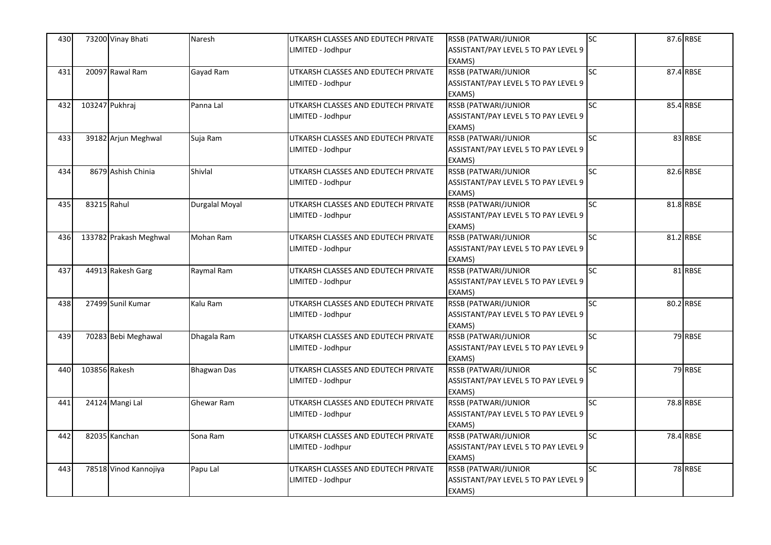| | | | | | | | | |
|---|---|---|---|---|---|---|---|---|
| 430 | 73200 | Vinay Bhati | Naresh | UTKARSH CLASSES AND EDUTECH PRIVATE LIMITED - Jodhpur | RSSB (PATWARI/JUNIOR ASSISTANT/PAY LEVEL 5 TO PAY LEVEL 9 EXAMS) | SC | 87.6 | RBSE |
| 431 | 20097 | Rawal Ram | Gayad Ram | UTKARSH CLASSES AND EDUTECH PRIVATE LIMITED - Jodhpur | RSSB (PATWARI/JUNIOR ASSISTANT/PAY LEVEL 5 TO PAY LEVEL 9 EXAMS) | SC | 87.4 | RBSE |
| 432 | 103247 | Pukhraj | Panna Lal | UTKARSH CLASSES AND EDUTECH PRIVATE LIMITED - Jodhpur | RSSB (PATWARI/JUNIOR ASSISTANT/PAY LEVEL 5 TO PAY LEVEL 9 EXAMS) | SC | 85.4 | RBSE |
| 433 | 39182 | Arjun Meghwal | Suja Ram | UTKARSH CLASSES AND EDUTECH PRIVATE LIMITED - Jodhpur | RSSB (PATWARI/JUNIOR ASSISTANT/PAY LEVEL 5 TO PAY LEVEL 9 EXAMS) | SC | 83 | RBSE |
| 434 | 8679 | Ashish Chinia | Shivlal | UTKARSH CLASSES AND EDUTECH PRIVATE LIMITED - Jodhpur | RSSB (PATWARI/JUNIOR ASSISTANT/PAY LEVEL 5 TO PAY LEVEL 9 EXAMS) | SC | 82.6 | RBSE |
| 435 | 83215 | Rahul | Durgalal Moyal | UTKARSH CLASSES AND EDUTECH PRIVATE LIMITED - Jodhpur | RSSB (PATWARI/JUNIOR ASSISTANT/PAY LEVEL 5 TO PAY LEVEL 9 EXAMS) | SC | 81.8 | RBSE |
| 436 | 133782 | Prakash Meghwal | Mohan Ram | UTKARSH CLASSES AND EDUTECH PRIVATE LIMITED - Jodhpur | RSSB (PATWARI/JUNIOR ASSISTANT/PAY LEVEL 5 TO PAY LEVEL 9 EXAMS) | SC | 81.2 | RBSE |
| 437 | 44913 | Rakesh Garg | Raymal Ram | UTKARSH CLASSES AND EDUTECH PRIVATE LIMITED - Jodhpur | RSSB (PATWARI/JUNIOR ASSISTANT/PAY LEVEL 5 TO PAY LEVEL 9 EXAMS) | SC | 81 | RBSE |
| 438 | 27499 | Sunil Kumar | Kalu Ram | UTKARSH CLASSES AND EDUTECH PRIVATE LIMITED - Jodhpur | RSSB (PATWARI/JUNIOR ASSISTANT/PAY LEVEL 5 TO PAY LEVEL 9 EXAMS) | SC | 80.2 | RBSE |
| 439 | 70283 | Bebi Meghawal | Dhagala Ram | UTKARSH CLASSES AND EDUTECH PRIVATE LIMITED - Jodhpur | RSSB (PATWARI/JUNIOR ASSISTANT/PAY LEVEL 5 TO PAY LEVEL 9 EXAMS) | SC | 79 | RBSE |
| 440 | 103856 | Rakesh | Bhagwan Das | UTKARSH CLASSES AND EDUTECH PRIVATE LIMITED - Jodhpur | RSSB (PATWARI/JUNIOR ASSISTANT/PAY LEVEL 5 TO PAY LEVEL 9 EXAMS) | SC | 79 | RBSE |
| 441 | 24124 | Mangi Lal | Ghewar Ram | UTKARSH CLASSES AND EDUTECH PRIVATE LIMITED - Jodhpur | RSSB (PATWARI/JUNIOR ASSISTANT/PAY LEVEL 5 TO PAY LEVEL 9 EXAMS) | SC | 78.8 | RBSE |
| 442 | 82035 | Kanchan | Sona Ram | UTKARSH CLASSES AND EDUTECH PRIVATE LIMITED - Jodhpur | RSSB (PATWARI/JUNIOR ASSISTANT/PAY LEVEL 5 TO PAY LEVEL 9 EXAMS) | SC | 78.4 | RBSE |
| 443 | 78518 | Vinod Kannojiya | Papu Lal | UTKARSH CLASSES AND EDUTECH PRIVATE LIMITED - Jodhpur | RSSB (PATWARI/JUNIOR ASSISTANT/PAY LEVEL 5 TO PAY LEVEL 9 EXAMS) | SC | 78 | RBSE |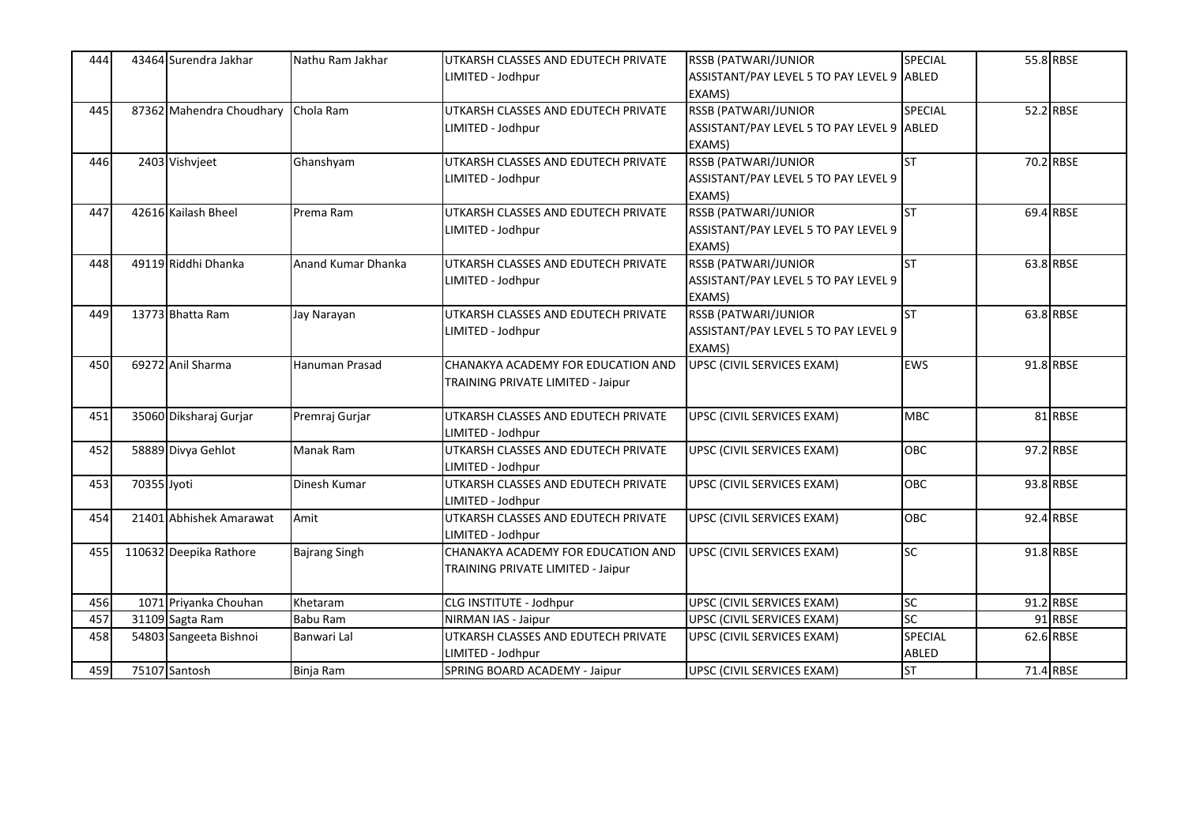| | | | | | | | | |
|---|---|---|---|---|---|---|---|---|
| 444 | 43464 | Surendra Jakhar | Nathu Ram Jakhar | UTKARSH CLASSES AND EDUTECH PRIVATE LIMITED - Jodhpur | RSSB (PATWARI/JUNIOR ASSISTANT/PAY LEVEL 5 TO PAY LEVEL 9 EXAMS) | SPECIAL ABLED | 55.8 | RBSE |
| 445 | 87362 | Mahendra Choudhary | Chola Ram | UTKARSH CLASSES AND EDUTECH PRIVATE LIMITED - Jodhpur | RSSB (PATWARI/JUNIOR ASSISTANT/PAY LEVEL 5 TO PAY LEVEL 9 EXAMS) | SPECIAL ABLED | 52.2 | RBSE |
| 446 | 2403 | Vishvjeet | Ghanshyam | UTKARSH CLASSES AND EDUTECH PRIVATE LIMITED - Jodhpur | RSSB (PATWARI/JUNIOR ASSISTANT/PAY LEVEL 5 TO PAY LEVEL 9 EXAMS) | ST | 70.2 | RBSE |
| 447 | 42616 | Kailash Bheel | Prema Ram | UTKARSH CLASSES AND EDUTECH PRIVATE LIMITED - Jodhpur | RSSB (PATWARI/JUNIOR ASSISTANT/PAY LEVEL 5 TO PAY LEVEL 9 EXAMS) | ST | 69.4 | RBSE |
| 448 | 49119 | Riddhi Dhanka | Anand Kumar Dhanka | UTKARSH CLASSES AND EDUTECH PRIVATE LIMITED - Jodhpur | RSSB (PATWARI/JUNIOR ASSISTANT/PAY LEVEL 5 TO PAY LEVEL 9 EXAMS) | ST | 63.8 | RBSE |
| 449 | 13773 | Bhatta Ram | Jay Narayan | UTKARSH CLASSES AND EDUTECH PRIVATE LIMITED - Jodhpur | RSSB (PATWARI/JUNIOR ASSISTANT/PAY LEVEL 5 TO PAY LEVEL 9 EXAMS) | ST | 63.8 | RBSE |
| 450 | 69272 | Anil Sharma | Hanuman Prasad | CHANAKYA ACADEMY FOR EDUCATION AND TRAINING PRIVATE LIMITED - Jaipur | UPSC (CIVIL SERVICES EXAM) | EWS | 91.8 | RBSE |
| 451 | 35060 | Diksharaj Gurjar | Premraj Gurjar | UTKARSH CLASSES AND EDUTECH PRIVATE LIMITED - Jodhpur | UPSC (CIVIL SERVICES EXAM) | MBC | 81 | RBSE |
| 452 | 58889 | Divya Gehlot | Manak Ram | UTKARSH CLASSES AND EDUTECH PRIVATE LIMITED - Jodhpur | UPSC (CIVIL SERVICES EXAM) | OBC | 97.2 | RBSE |
| 453 | 70355 | Jyoti | Dinesh Kumar | UTKARSH CLASSES AND EDUTECH PRIVATE LIMITED - Jodhpur | UPSC (CIVIL SERVICES EXAM) | OBC | 93.8 | RBSE |
| 454 | 21401 | Abhishek Amarawat | Amit | UTKARSH CLASSES AND EDUTECH PRIVATE LIMITED - Jodhpur | UPSC (CIVIL SERVICES EXAM) | OBC | 92.4 | RBSE |
| 455 | 110632 | Deepika Rathore | Bajrang Singh | CHANAKYA ACADEMY FOR EDUCATION AND TRAINING PRIVATE LIMITED - Jaipur | UPSC (CIVIL SERVICES EXAM) | SC | 91.8 | RBSE |
| 456 | 1071 | Priyanka Chouhan | Khetaram | CLG INSTITUTE - Jodhpur | UPSC (CIVIL SERVICES EXAM) | SC | 91.2 | RBSE |
| 457 | 31109 | Sagta Ram | Babu Ram | NIRMAN IAS - Jaipur | UPSC (CIVIL SERVICES EXAM) | SC | 91 | RBSE |
| 458 | 54803 | Sangeeta Bishnoi | Banwari Lal | UTKARSH CLASSES AND EDUTECH PRIVATE LIMITED - Jodhpur | UPSC (CIVIL SERVICES EXAM) | SPECIAL ABLED | 62.6 | RBSE |
| 459 | 75107 | Santosh | Binja Ram | SPRING BOARD ACADEMY - Jaipur | UPSC (CIVIL SERVICES EXAM) | ST | 71.4 | RBSE |